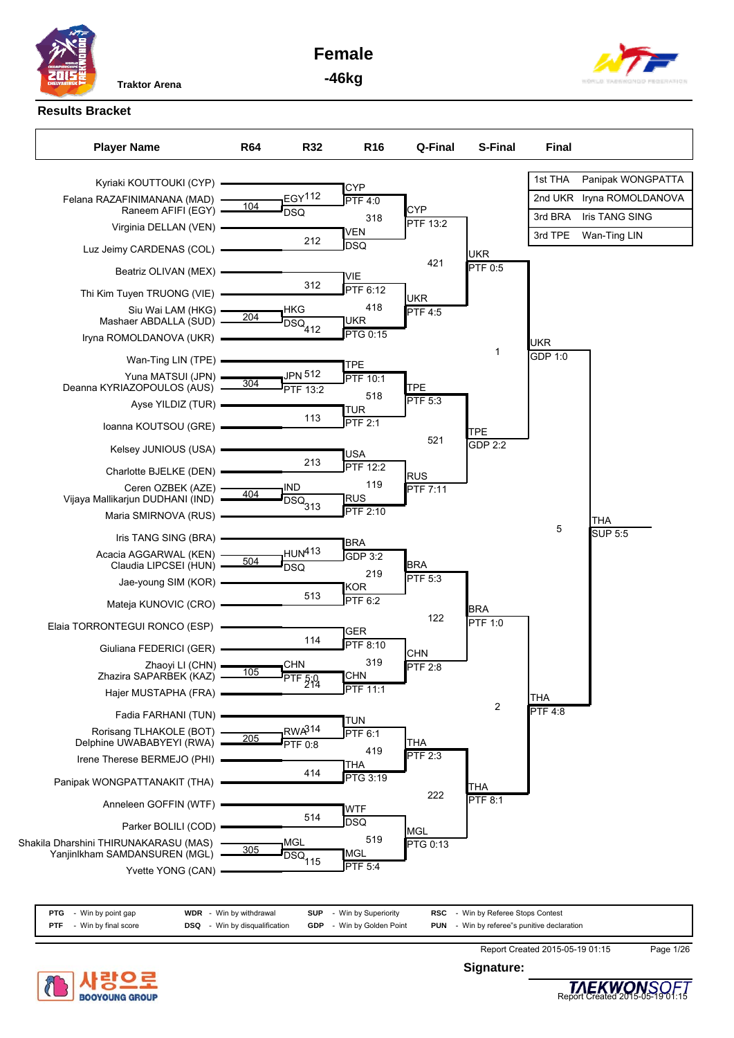# Female -46kg

Traktor Arena

## Results Bracket

| Place | Country | Name |
|---|---|---|
| 1st | THA | Panipak WONGPATTA |
| 2nd | UKR | Iryna ROMOLDANOVA |
| 3rd | BRA | Iris TANG SING |
| 3rd | TPE | Wan-Ting LIN |

### Player Names

- Kyriaki KOUTTOUKI (CYP)
- Felana RAZAFINIMANANA (MAD)
- Raneem AFIFI (EGY)
- Virginia DELLAN (VEN)
- Luz Jeimy CARDENAS (COL)
- Beatriz OLIVAN (MEX)
- Thi Kim Tuyen TRUONG (VIE)
- Siu Wai LAM (HKG)
- Mashaer ABDALLA (SUD)
- Iryna ROMOLDANOVA (UKR)
- Wan-Ting LIN (TPE)
- Yuna MATSUI (JPN)
- Deanna KYRIAZOPOULOS (AUS)
- Ayse YILDIZ (TUR)
- Ioanna KOUTSOU (GRE)
- Kelsey JUNIOUS (USA)
- Charlotte BJELKE (DEN)
- Ceren OZBEK (AZE)
- Vijaya Mallikarjun DUDHANI (IND)
- Maria SMIRNOVA (RUS)
- Iris TANG SING (BRA)
- Acacia AGGARWAL (KEN)
- Claudia LIPCSEI (HUN)
- Jae-young SIM (KOR)
- Mateja KUNOVIC (CRO)
- Elaia TORRONTEGUI RONCO (ESP)
- Giuliana FEDERICI (GER)
- Zhaoyi LI (CHN)
- Zhazira SAPARBEK (KAZ)
- Hajer MUSTAPHA (FRA)
- Fadia FARHANI (TUN)
- Rorisang TLHAKOLE (BOT)
- Delphine UWABABYEYI (RWA)
- Irene Therese BERMEJO (PHI)
- Panipak WONGPATTANAKIT (THA)
- Anneleen GOFFIN (WTF)
- Parker BOLILI (COD)
- Shakila Dharshini THIRUNAKARASU (MAS)
- Yanjinlkham SAMDANSUREN (MGL)
- Yvette YONG (CAN)

### R64

| Match | Winner | Result |
|---|---|---|
| 104 | EGY | DSQ |
| 204 | HKG | DSQ |
| 304 | JPN | PTF 13:2 |
| 404 | IND | DSQ |
| 504 | HUN | DSQ |
| 105 | CHN | PTF 5:0 |
| 205 | RWA | PTF 0:8 |
| 305 | MGL | DSQ |

### R32

| Match | Winner | Result |
|---|---|---|
| 112 | CYP | PTF 4:0 |
| 212 | VEN | DSQ |
| 312 | VIE | PTF 6:12 |
| 412 | UKR | PTG 0:15 |
| 512 | TPE | PTF 10:1 |
| 113 | TUR | PTF 2:1 |
| 213 | USA | PTF 12:2 |
| 313 | RUS | PTF 2:10 |
| 413 | BRA | GDP 3:2 |
| 513 | KOR | PTF 6:2 |
| 114 | GER | PTF 8:10 |
| 214 | CHN | PTF 11:1 |
| 314 | TUN | PTF 6:1 |
| 414 | THA | PTG 3:19 |
| 514 | WTF | DSQ |
| 115 | MGL | PTF 5:4 |

### R16

| Match | Winner | Result |
|---|---|---|
| 318 | CYP | PTF 13:2 |
| 418 | UKR | PTF 4:5 |
| 518 | TPE | PTF 5:3 |
| 119 | RUS | PTF 7:11 |
| 219 | BRA | PTF 5:3 |
| 319 | CHN | PTF 2:8 |
| 419 | THA | PTF 2:3 |
| 519 | MGL | PTG 0:13 |

### Q-Final

| Match | Winner | Result |
|---|---|---|
| 421 | UKR | PTF 0:5 |
| 521 | TPE | GDP 2:2 |
| 122 | BRA | PTF 1:0 |
| 222 | THA | PTF 8:1 |

### S-Final

| Match | Winner | Result |
|---|---|---|
| 1 | UKR | GDP 1:0 |
| 2 | THA | PTF 4:8 |

### Final

| Match | Winner | Result |
|---|---|---|
| 5 | THA | SUP 5:5 |

| Code | Meaning | Code | Meaning | Code | Meaning | Code | Meaning |
|---|---|---|---|---|---|---|---|
| PTG | Win by point gap | WDR | Win by withdrawal | SUP | Win by Superiority | RSC | Win by Referee Stops Contest |
| PTF | Win by final score | DSQ | Win by disqualification | GDP | Win by Golden Point | PUN | Win by referee"s punitive declaration |

Report Created 2015-05-19 01:15

Signature: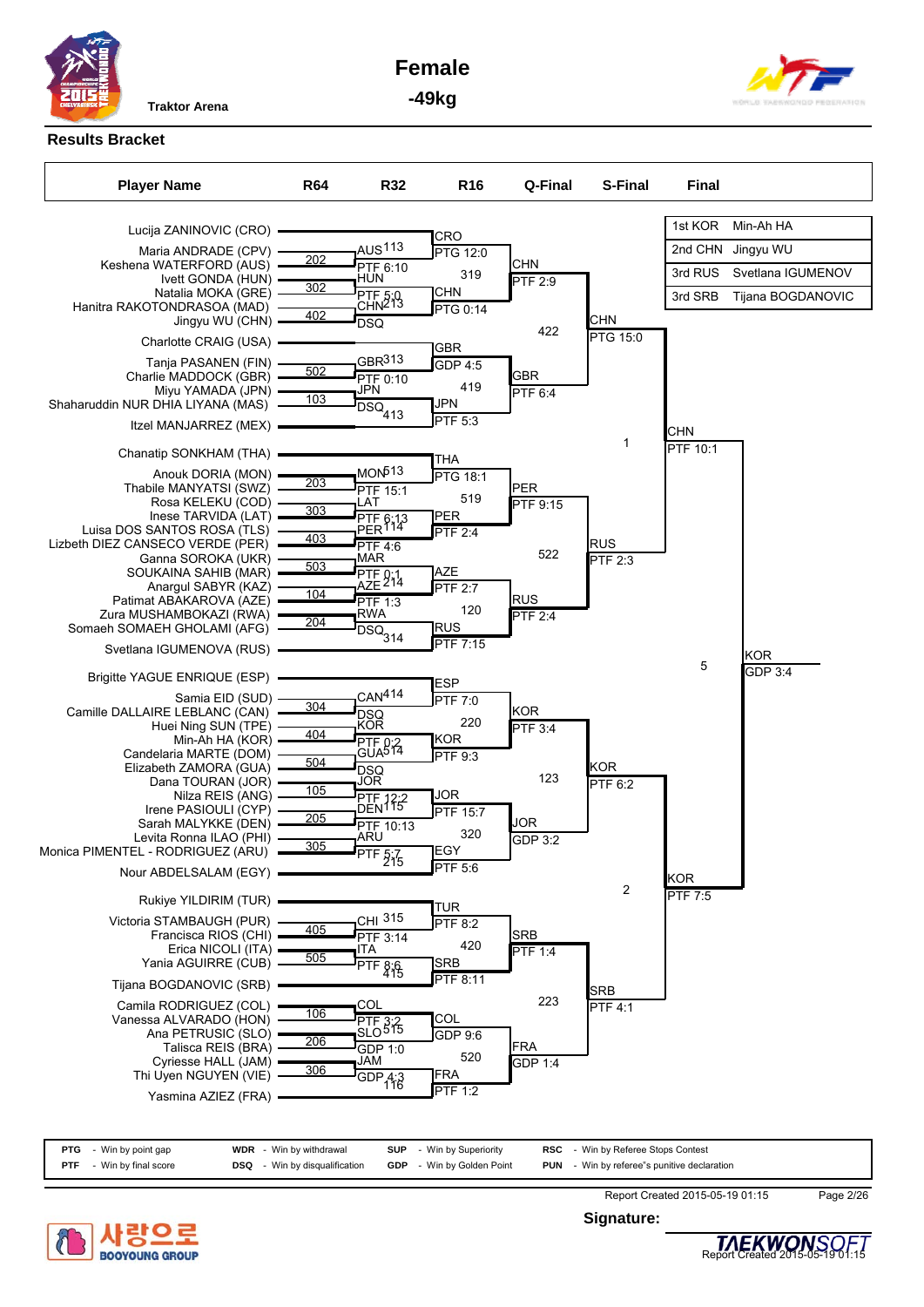# Female

## -49kg

Traktor Arena

### Results Bracket

| 1st KOR | Min-Ah HA |
|---|---|
| 2nd CHN | Jingyu WU |
| 3rd RUS | Svetlana IGUMENOV |
| 3rd SRB | Tijana BOGDANOVIC |

**Player Name**

- Lucija ZANINOVIC (CRO)
- Maria ANDRADE (CPV)
- Keshena WATERFORD (AUS)
- Ivett GONDA (HUN)
- Natalia MOKA (GRE)
- Hanitra RAKOTONDRASOA (MAD)
- Jingyu WU (CHN)
- Charlotte CRAIG (USA)
- Tanja PASANEN (FIN)
- Charlie MADDOCK (GBR)
- Miyu YAMADA (JPN)
- Shaharuddin NUR DHIA LIYANA (MAS)
- Itzel MANJARREZ (MEX)
- Chanatip SONKHAM (THA)
- Anouk DORIA (MON)
- Thabile MANYATSI (SWZ)
- Rosa KELEKU (COD)
- Inese TARVIDA (LAT)
- Luisa DOS SANTOS ROSA (TLS)
- Lizbeth DIEZ CANSECO VERDE (PER)
- Ganna SOROKA (UKR)
- SOUKAINA SAHIB (MAR)
- Anargul SABYR (KAZ)
- Patimat ABAKAROVA (AZE)
- Zura MUSHAMBOKAZI (RWA)
- Somaeh SOMAEH GHOLAMI (AFG)
- Svetlana IGUMENOVA (RUS)
- Brigitte YAGUE ENRIQUE (ESP)
- Samia EID (SUD)
- Camille DALLAIRE LEBLANC (CAN)
- Huei Ning SUN (TPE)
- Min-Ah HA (KOR)
- Candelaria MARTE (DOM)
- Elizabeth ZAMORA (GUA)
- Dana TOURAN (JOR)
- Nilza REIS (ANG)
- Irene PASIOULI (CYP)
- Sarah MALYKKE (DEN)
- Levita Ronna ILAO (PHI)
- Monica PIMENTEL - RODRIGUEZ (ARU)
- Nour ABDELSALAM (EGY)
- Rukiye YILDIRIM (TUR)
- Victoria STAMBAUGH (PUR)
- Francisca RIOS (CHI)
- Erica NICOLI (ITA)
- Yania AGUIRRE (CUB)
- Tijana BOGDANOVIC (SRB)
- Camila RODRIGUEZ (COL)
- Vanessa ALVARADO (HON)
- Ana PETRUSIC (SLO)
- Talisca REIS (BRA)
- Cyriesse HALL (JAM)
- Thi Uyen NGUYEN (VIE)
- Yasmina AZIEZ (FRA)

**R64**

- 202: AUS (CPV vs AUS)
- 302: HUN (HUN vs GRE)
- 402: CHN (MAD vs CHN)
- 502: GBR (FIN vs GBR)
- 103: JPN (JPN vs MAS)
- 203: MON (MON vs SWZ)
- 303: LAT (COD vs LAT)
- 403: PER (TLS vs PER)
- 503: MAR (UKR vs MAR)
- 104: AZE (KAZ vs AZE)
- 204: RWA (RWA vs AFG)
- 304: CAN (SUD vs CAN)
- 404: KOR (TPE vs KOR)
- 504: GUA (DOM vs GUA)
- 105: JOR (JOR vs ANG)
- 205: DEN (CYP vs DEN)
- 305: ARU (PHI vs ARU)
- 405: CHI (PUR vs CHI)
- 505: ITA (ITA vs CUB)
- 106: COL (COL vs HON)
- 206: SLO (SLO vs BRA)
- 306: JAM (JAM vs VIE)

**R32**

- 113: AUS PTF 6:10 — HUN
- 213: PTF 5:0 — CHN DSQ
- 313: GBR PTF 0:10 — JPN
- 413: DSQ (JPN)
- 513: MON PTF 15:1 — LAT
- 114: PTF 6:13 — PER PTF 4:6
- 214: MAR PTF 0:1 — AZE PTF 1:3
- 314: RWA DSQ
- 414: CAN DSQ — KOR
- 514: PTF 0:2 — GUA DSQ
- 115: JOR PTF 12:2 — DEN
- 215: PTF 10:13 — ARU PTF 5:7
- 315: CHI PTF 3:14 — ITA
- 415: PTF 8:6
- 515: COL PTF 3:2 — SLO
- 116: GDP 1:0 — JAM GDP 4:3

**R16**

- 319: CRO PTG 12:0 — CHN PTG 0:14
- 419: GBR GDP 4:5 — JPN PTF 5:3
- 519: THA PTG 18:1 — PER PTF 2:4
- 120: AZE PTF 2:7 — RUS PTF 7:15
- 220: ESP PTF 7:0 — KOR PTF 9:3
- 320: JOR PTF 15:7 — EGY PTF 5:6
- 420: TUR PTF 8:2 — SRB PTF 8:11
- 520: COL GDP 9:6 — FRA PTF 1:2

**Q-Final**

- 422: CHN PTF 2:9 — GBR PTF 6:4
- 522: PER PTF 9:15 — RUS PTF 2:4
- 123: KOR PTF 3:4 — JOR GDP 3:2
- 223: SRB PTF 1:4 — FRA GDP 1:4

**S-Final**

- 1: CHN PTG 15:0 — RUS PTF 2:3
- 2: KOR PTF 6:2 — SRB PTF 4:1

**Final**

- 5: CHN PTF 10:1 — KOR PTF 7:5
- Winner: KOR GDP 3:4

| | | | | | | | |
|---|---|---|---|---|---|---|---|
| PTG | - Win by point gap | WDR | - Win by withdrawal | SUP | - Win by Superiority | RSC | - Win by Referee Stops Contest |
| PTF | - Win by final score | DSQ | - Win by disqualification | GDP | - Win by Golden Point | PUN | - Win by referee"s punitive declaration |

Report Created 2015-05-19 01:15

**Signature:**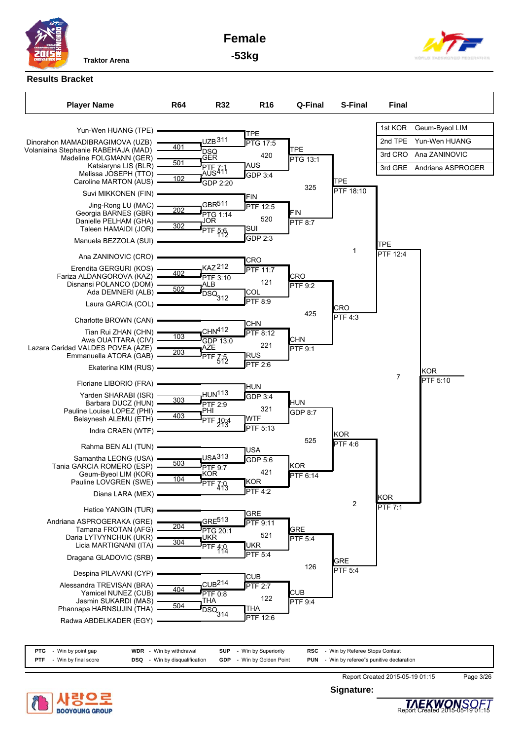Traktor Arena

# Female

## -53kg

### Results Bracket

| Place | Player |
|---|---|
| 1st KOR | Geum-Byeol LIM |
| 2nd TPE | Yun-Wen HUANG |
| 3rd CRO | Ana ZANINOVIC |
| 3rd GRE | Andriana ASPROGER |

**Player Name**

- Yun-Wen HUANG (TPE)
- Dinorahon MAMADIBRAGIMOVA (UZB)
- Volaniaina Stephanie RABEHAJA (MAD)
- Madeline FOLGMANN (GER)
- Katsiaryna LIS (BLR)
- Melissa JOSEPH (TTO)
- Caroline MARTON (AUS)
- Suvi MIKKONEN (FIN)
- Jing-Rong LU (MAC)
- Georgia BARNES (GBR)
- Danielle PELHAM (GHA)
- Taleen HAMAIDI (JOR)
- Manuela BEZZOLA (SUI)
- Ana ZANINOVIC (CRO)
- Erendita GERGURI (KOS)
- Fariza ALDANGOROVA (KAZ)
- Disnansi POLANCO (DOM)
- Ada DEMNERI (ALB)
- Laura GARCIA (COL)
- Charlotte BROWN (CAN)
- Tian Rui ZHAN (CHN)
- Awa OUATTARA (CIV)
- Lazara Caridad VALDES POVEA (AZE)
- Emmanuella ATORA (GAB)
- Ekaterina KIM (RUS)
- Floriane LIBORIO (FRA)
- Yarden SHARABI (ISR)
- Barbara DUCZ (HUN)
- Pauline Louise LOPEZ (PHI)
- Belaynesh ALEMU (ETH)
- Indra CRAEN (WTF)
- Rahma BEN ALI (TUN)
- Samantha LEONG (USA)
- Tania GARCIA ROMERO (ESP)
- Geum-Byeol LIM (KOR)
- Pauline LOVGREN (SWE)
- Diana LARA (MEX)
- Hatice YANGIN (TUR)
- Andriana ASPROGERAKA (GRE)
- Tamana FROTAN (AFG)
- Daria LYTVYNCHUK (UKR)
- Licia MARTIGNANI (ITA)
- Dragana GLADOVIC (SRB)
- Despina PILAVAKI (CYP)
- Alessandra TREVISAN (BRA)
- Yamicel NUNEZ (CUB)
- Jasmin SUKARDI (MAS)
- Phannapa HARNSUJIN (THA)
- Radwa ABDELKADER (EGY)

**R64**

| Contest | Winner | Result |
|---|---|---|
| 401 | UZB | DSQ |
| 501 | GER | PTF 7:1 |
| 102 | AUS | GDP 2:20 |
| 202 | GBR | PTG 1:14 |
| 302 | JOR | PTF 5:6 |
| 402 | KAZ | PTF 3:10 |
| 502 | ALB | DSQ |
| 103 | CHN | GDP 13:0 |
| 203 | AZE | PTF 7:5 |
| 303 | HUN | PTF 2:9 |
| 403 | PHI | PTF 10:4 |
| 503 | USA | PTF 9:7 |
| 104 | KOR | PTF 7:0 |
| 204 | GRE | PTG 20:1 |
| 304 | UKR | PTF 4:0 |
| 404 | CUB | PTF 0:8 |
| 504 | THA | DSQ |

**R32**

| Contest | Winner | Result |
|---|---|---|
| 311 | TPE | PTG 17:5 |
| 411 | AUS | GDP 3:4 |
| 511 | FIN | PTF 12:5 |
| 112 | SUI | GDP 2:3 |
| 212 | CRO | PTF 11:7 |
| 312 | COL | PTF 8:9 |
| 412 | CHN | PTF 8:12 |
| 512 | RUS | PTF 2:6 |
| 113 | HUN | GDP 3:4 |
| 213 | WTF | PTF 5:13 |
| 313 | USA | GDP 5:6 |
| 413 | KOR | PTF 4:2 |
| 513 | GRE | PTF 9:11 |
| 114 | UKR | PTF 5:4 |
| 214 | CUB | PTF 2:7 |
| 314 | THA | PTF 12:6 |

**R16**

| Contest | Winner | Result |
|---|---|---|
| 420 | TPE | PTG 13:1 |
| 520 | FIN | PTF 8:7 |
| 121 | CRO | PTF 9:2 |
| 221 | CHN | PTF 9:1 |
| 321 | HUN | GDP 8:7 |
| 421 | KOR | PTF 6:14 |
| 521 | GRE | PTF 5:4 |
| 122 | CUB | PTF 9:4 |

**Q-Final**

| Contest | Winner | Result |
|---|---|---|
| 325 | TPE | PTF 18:10 |
| 425 | CRO | PTF 4:3 |
| 525 | KOR | PTF 4:6 |
| 126 | GRE | PTF 5:4 |

**S-Final**

| Contest | Winner | Result |
|---|---|---|
| 1 | TPE | PTF 12:4 |
| 2 | KOR | PTF 7:1 |

**Final**

| Contest | Winner | Result |
|---|---|---|
| 7 | KOR | PTF 5:10 |

| Code | Meaning | Code | Meaning | Code | Meaning | Code | Meaning |
|---|---|---|---|---|---|---|---|
| PTG | Win by point gap | WDR | Win by withdrawal | SUP | Win by Superiority | RSC | Win by Referee Stops Contest |
| PTF | Win by final score | DSQ | Win by disqualification | GDP | Win by Golden Point | PUN | Win by referee"s punitive declaration |

Report Created 2015-05-19 01:15

**Signature:**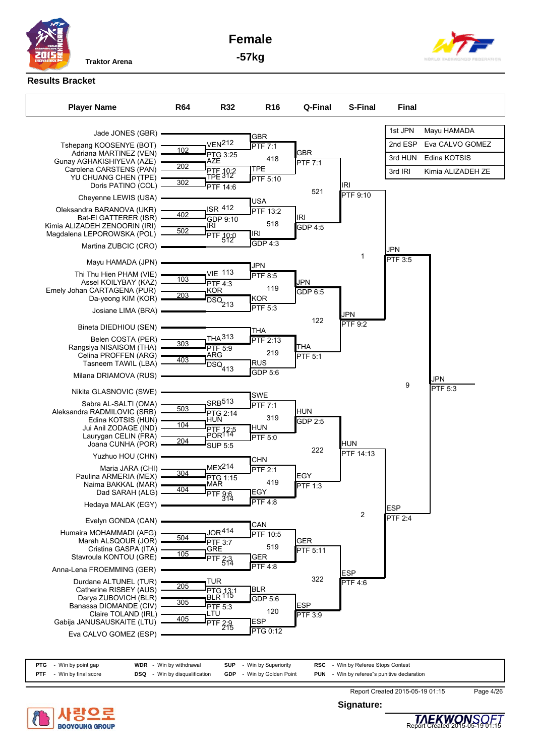# Female
## -57kg

Traktor Arena

### Results Bracket

| Final | |
|---|---|
| 1st JPN | Mayu HAMADA |
| 2nd ESP | Eva CALVO GOMEZ |
| 3rd HUN | Edina KOTSIS |
| 3rd IRI | Kimia ALIZADEH ZE |

**Player Name / R64 / R32 / R16 / Q-Final / S-Final / Final**

**R64 / R32**

| Player Name | R64 | R32 |
|---|---|---|
| Jade JONES (GBR) | | |
| Tshepang KOOSENYE (BOT) / Adriana MARTINEZ (VEN) | 102 | VEN 212 PTG 3:25 |
| Gunay AGHAKISHIYEVA (AZE) / Carolena CARSTENS (PAN) | 202 | AZE PTF 10:2 |
| YU CHUANG CHEN (TPE) / Doris PATINO (COL) | 302 | TPE 312 PTF 14:6 |
| Cheyenne LEWIS (USA) | | |
| Oleksandra BARANOVA (UKR) / Bat-El GATTERER (ISR) | 402 | ISR 412 GDP 9:10 |
| Kimia ALIZADEH ZENOORIN (IRI) / Magdalena LEPOROWSKA (POL) | 502 | IRI PTF 10:0 512 |
| Martina ZUBCIC (CRO) | | |
| Mayu HAMADA (JPN) | | |
| Thi Thu Hien PHAM (VIE) / Assel KOILYBAY (KAZ) | 103 | VIE 113 PTF 4:3 |
| Emely Johan CARTAGENA (PUR) / Da-yeong KIM (KOR) | 203 | KOR DSQ 213 |
| Josiane LIMA (BRA) | | |
| Bineta DIEDHIOU (SEN) | | |
| Belen COSTA (PER) / Rangsiya NISAISOM (THA) | 303 | THA 313 PTF 5:9 |
| Celina PROFFEN (ARG) / Tasneem TAWIL (LBA) | 403 | ARG DSQ 413 |
| Milana DRIAMOVA (RUS) | | |
| Nikita GLASNOVIC (SWE) | | |
| Sabra AL-SALTI (OMA) / Aleksandra RADMILOVIC (SRB) | 503 | SRB 513 PTG 2:14 |
| Edina KOTSIS (HUN) / Jui Anil ZODAGE (IND) | 104 | HUN PTF 12:5 |
| Laurygan CELIN (FRA) / Joana CUNHA (POR) | 204 | POR 114 SUP 5:5 |
| Yuzhuo HOU (CHN) | | |
| Maria JARA (CHI) / Paulina ARMERIA (MEX) | 304 | MEX 214 PTG 1:15 |
| Naima BAKKAL (MAR) / Dad SARAH (ALG) | 404 | MAR PTF 9:6 314 |
| Hedaya MALAK (EGY) | | |
| Evelyn GONDA (CAN) | | |
| Humaira MOHAMMADI (AFG) / Marah ALSQOUR (JOR) | 504 | JOR 414 PTF 3:7 |
| Cristina GASPA (ITA) / Stavroula KONTOU (GRE) | 105 | GRE PTF 2:3 514 |
| Anna-Lena FROEMMING (GER) | | |
| Durdane ALTUNEL (TUR) / Catherine RISBEY (AUS) | 205 | TUR PTG 13:1 |
| Darya ZUBOVICH (BLR) / Banassa DIOMANDE (CIV) | 305 | BLR 115 PTF 5:3 |
| Claire TOLAND (IRL) / Gabija JANUSAUSKAITE (LTU) | 405 | LTU PTF 2:9 215 |
| Eva CALVO GOMEZ (ESP) | | |

**R16**

| Match | Winner | Score |
|---|---|---|
| | GBR | PTF 7:1 |
| 418 | TPE | PTF 5:10 |
| | USA | PTF 13:2 |
| 518 | IRI | GDP 4:3 |
| | JPN | PTF 8:5 |
| 119 | KOR | PTF 5:3 |
| | THA | PTF 2:13 |
| 219 | RUS | GDP 5:6 |
| | SWE | PTF 7:1 |
| 319 | HUN | PTF 5:0 |
| | CHN | PTF 2:1 |
| 419 | EGY | PTF 4:8 |
| | CAN | PTF 10:5 |
| 519 | GER | PTF 4:8 |
| | BLR | GDP 5:6 |
| 120 | ESP | PTG 0:12 |

**Q-Final**

| Match | Winner | Score |
|---|---|---|
| | GBR | PTF 7:1 |
| 521 | IRI | GDP 4:5 |
| | JPN | GDP 6:5 |
| 122 | THA | PTF 5:1 |
| | HUN | GDP 2:5 |
| 222 | EGY | PTF 1:3 |
| | GER | PTF 5:11 |
| 322 | ESP | PTF 3:9 |

**S-Final**

| Match | Winner | Score |
|---|---|---|
| | IRI | PTF 9:10 |
| 1 | JPN | PTF 9:2 |
| | HUN | PTF 14:13 |
| 2 | ESP | PTF 4:6 |

**Final**

| Match | Winner | Score |
|---|---|---|
| | JPN | PTF 3:5 |
| 9 | ESP | PTF 2:4 |
| | JPN | PTF 5:3 |

| | | | | | | | |
|---|---|---|---|---|---|---|---|
| PTG | - Win by point gap | WDR | - Win by withdrawal | SUP | - Win by Superiority | RSC | - Win by Referee Stops Contest |
| PTF | - Win by final score | DSQ | - Win by disqualification | GDP | - Win by Golden Point | PUN | - Win by referee"s punitive declaration |

Report Created 2015-05-19 01:15

**Signature:**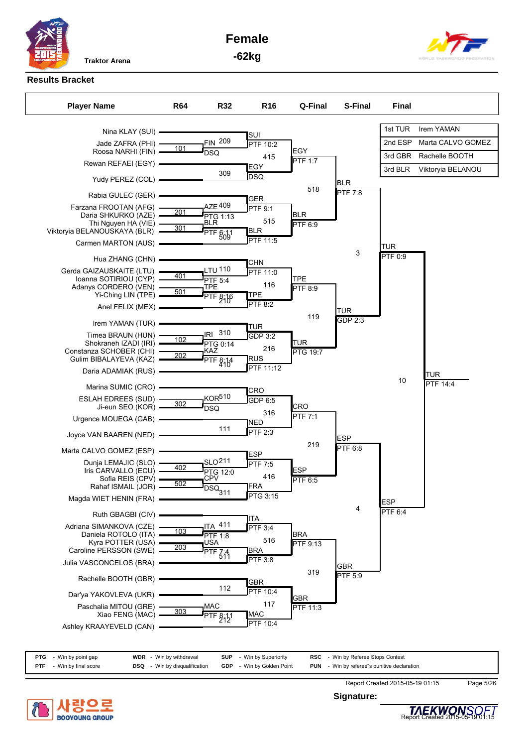# Female

## -62kg

Traktor Arena

### Results Bracket

| Place | Country | Name |
|---|---|---|
| 1st | TUR | Irem YAMAN |
| 2nd | ESP | Marta CALVO GOMEZ |
| 3rd | GBR | Rachelle BOOTH |
| 3rd | BLR | Viktoryia BELANOU |

**Player Name**

- Nina KLAY (SUI)
- Jade ZAFRA (PHI)
- Roosa NARHI (FIN)
- Rewan REFAEI (EGY)
- Yudy PEREZ (COL)
- Rabia GULEC (GER)
- Farzana FROOTAN (AFG)
- Daria SHKURKO (AZE)
- Thi Nguyen HA (VIE)
- Viktoryia BELANOUSKAYA (BLR)
- Carmen MARTON (AUS)
- Hua ZHANG (CHN)
- Gerda GAIZAUSKAITE (LTU)
- Ioanna SOTIRIOU (CYP)
- Adanys CORDERO (VEN)
- Yi-Ching LIN (TPE)
- Anel FELIX (MEX)
- Irem YAMAN (TUR)
- Timea BRAUN (HUN)
- Shokraneh IZADI (IRI)
- Constanza SCHOBER (CHI)
- Gulim BIBALAYEVA (KAZ)
- Daria ADAMIAK (RUS)
- Marina SUMIC (CRO)
- ESLAH EDREES (SUD)
- Ji-eun SEO (KOR)
- Urgence MOUEGA (GAB)
- Joyce VAN BAAREN (NED)
- Marta CALVO GOMEZ (ESP)
- Dunja LEMAJIC (SLO)
- Iris CARVALLO (ECU)
- Sofia REIS (CPV)
- Rahaf ISMAIL (JOR)
- Magda WIET HENIN (FRA)
- Ruth GBAGBI (CIV)
- Adriana SIMANKOVA (CZE)
- Daniela ROTOLO (ITA)
- Kyra POTTER (USA)
- Caroline PERSSON (SWE)
- Julia VASCONCELOS (BRA)
- Rachelle BOOTH (GBR)
- Dar'ya YAKOVLEVA (UKR)
- Paschalia MITOU (GRE)
- Xiao FENG (MAC)
- Ashley KRAAYEVELD (CAN)

**R64**

| Match | Winner | Result |
|---|---|---|
| 101 | FIN | DSQ |
| 201 | AZE | PTG 1:13 |
| 301 | BLR | PTF 6:11 |
| 401 | LTU | PTF 5:4 |
| 501 | TPE | PTF 8:16 |
| 102 | IRI | PTG 0:14 |
| 202 | KAZ | PTF 8:14 |
| 302 | KOR | DSQ |
| 402 | SLO | PTG 12:0 |
| 502 | CPV | DSQ |
| 103 | ITA | PTF 1:8 |
| 203 | USA | PTF 7:4 |
| 303 | MAC | PTF 8:11 |

**R32**

| Match | Winner | Result |
|---|---|---|
| 209 | SUI | PTF 10:2 |
| 309 | EGY | DSQ |
| 409 | GER | PTF 9:1 |
| 509 | BLR | PTF 11:5 |
| 110 | CHN | PTF 11:0 |
| 210 | TPE | PTF 8:2 |
| 310 | TUR | GDP 3:2 |
| 410 | RUS | PTF 11:12 |
| 510 | CRO | GDP 6:5 |
| 111 | NED | PTF 2:3 |
| 211 | ESP | PTF 7:5 |
| 311 | FRA | PTG 3:15 |
| 411 | ITA | PTF 3:4 |
| 511 | BRA | PTF 3:8 |
| 112 | GBR | PTF 10:4 |
| 212 | MAC | PTF 10:4 |

**R16**

| Match | Winner | Result |
|---|---|---|
| 415 | EGY | PTF 1:7 |
| 515 | BLR | PTF 6:9 |
| 116 | TPE | PTF 8:9 |
| 216 | TUR | PTG 19:7 |
| 316 | CRO | PTF 7:1 |
| 416 | ESP | PTF 6:5 |
| 516 | BRA | PTF 9:13 |
| 117 | GBR | PTF 11:3 |

**Q-Final**

| Match | Winner | Result |
|---|---|---|
| 518 | BLR | PTF 7:8 |
| 119 | TUR | GDP 2:3 |
| 219 | ESP | PTF 6:8 |
| 319 | GBR | PTF 5:9 |

**S-Final**

| Match | Winner | Result |
|---|---|---|
| 3 | TUR | PTF 0:9 |
| 4 | ESP | PTF 6:4 |

**Final**

| Match | Winner | Result |
|---|---|---|
| 10 | TUR | PTF 14:4 |

**PTG** - Win by point gap, **PTF** - Win by final score, **WDR** - Win by withdrawal, **DSQ** - Win by disqualification, **SUP** - Win by Superiority, **GDP** - Win by Golden Point, **RSC** - Win by Referee Stops Contest, **PUN** - Win by referee"s punitive declaration

Report Created 2015-05-19 01:15

**Signature:**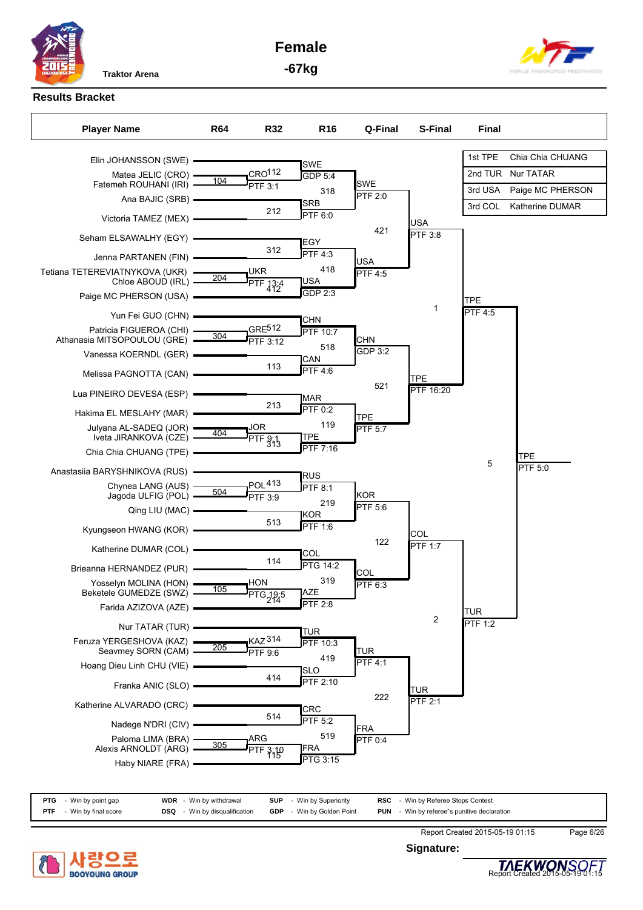# Female

## -67kg

Traktor Arena

### Results Bracket

| Final | |
|---|---|
| 1st TPE | Chia Chia CHUANG |
| 2nd TUR | Nur TATAR |
| 3rd USA | Paige MC PHERSON |
| 3rd COL | Katherine DUMAR |

**Player Names (bracket order):**

- Elin JOHANSSON (SWE)
- Matea JELIC (CRO)
- Fatemeh ROUHANI (IRI)
- Ana BAJIC (SRB)
- Victoria TAMEZ (MEX)
- Seham ELSAWALHY (EGY)
- Jenna PARTANEN (FIN)
- Tetiana TETEREVIATNYKOVA (UKR)
- Chloe ABOUD (IRL)
- Paige MC PHERSON (USA)
- Yun Fei GUO (CHN)
- Patricia FIGUEROA (CHI)
- Athanasia MITSOPOULOU (GRE)
- Vanessa KOERNDL (GER)
- Melissa PAGNOTTA (CAN)
- Lua PINEIRO DEVESA (ESP)
- Hakima EL MESLAHY (MAR)
- Julyana AL-SADEQ (JOR)
- Iveta JIRANKOVA (CZE)
- Chia Chia CHUANG (TPE)
- Anastasiia BARYSHNIKOVA (RUS)
- Chynea LANG (AUS)
- Jagoda ULFIG (POL)
- Qing LIU (MAC)
- Kyungseon HWANG (KOR)
- Katherine DUMAR (COL)
- Brieanna HERNANDEZ (PUR)
- Yosselyn MOLINA (HON)
- Beketele GUMEDZE (SWZ)
- Farida AZIZOVA (AZE)
- Nur TATAR (TUR)
- Feruza YERGESHOVA (KAZ)
- Seavmey SORN (CAM)
- Hoang Dieu Linh CHU (VIE)
- Franka ANIC (SLO)
- Katherine ALVARADO (CRC)
- Nadege N'DRI (CIV)
- Paloma LIMA (BRA)
- Alexis ARNOLDT (ARG)
- Haby NIARE (FRA)

**R64:**

| Match | Winner | Result |
|---|---|---|
| 104 | CRO | PTF 3:1 |
| 204 | UKR | PTF 13:4 |
| 304 | GRE | PTF 3:12 |
| 404 | JOR | PTF 9:1 |
| 504 | POL | PTF 3:9 |
| 105 | HON | PTG 19:5 |
| 205 | KAZ | PTF 9:6 |
| 305 | ARG | PTF 3:10 |

**R32:**

| Match | Winner | Result |
|---|---|---|
| 112 | SWE | GDP 5:4 |
| 212 | SRB | PTF 6:0 |
| 312 | EGY | PTF 4:3 |
| 412 | USA | GDP 2:3 |
| 512 | CHN | PTF 10:7 |
| 113 | CAN | PTF 4:6 |
| 213 | MAR | PTF 0:2 |
| 313 | TPE | PTF 7:16 |
| 413 | RUS | PTF 8:1 |
| 513 | KOR | PTF 1:6 |
| 114 | COL | PTG 14:2 |
| 214 | AZE | PTF 2:8 |
| 314 | TUR | PTF 10:3 |
| 414 | SLO | PTF 2:10 |
| 514 | CRC | PTF 5:2 |
| 115 | FRA | PTG 3:15 |

**R16:**

| Match | Winner | Result |
|---|---|---|
| 318 | SWE | PTF 2:0 |
| 418 | USA | PTF 4:5 |
| 518 | CHN | GDP 3:2 |
| 119 | TPE | PTF 5:7 |
| 219 | KOR | PTF 5:6 |
| 319 | COL | PTF 6:3 |
| 419 | TUR | PTF 4:1 |
| 519 | FRA | PTF 0:4 |

**Q-Final:**

| Match | Winner | Result |
|---|---|---|
| 421 | USA | PTF 3:8 |
| 521 | TPE | PTF 16:20 |
| 122 | COL | PTF 1:7 |
| 222 | TUR | PTF 2:1 |

**S-Final:**

| Match | Winner | Result |
|---|---|---|
| 1 | TPE | PTF 4:5 |
| 2 | TUR | PTF 1:2 |

**Final:**

| Match | Winner | Result |
|---|---|---|
| 5 | TPE | PTF 5:0 |

| | | | | | | | |
|---|---|---|---|---|---|---|---|
| **PTG** | - Win by point gap | **WDR** | - Win by withdrawal | **SUP** | - Win by Superiority | **RSC** | - Win by Referee Stops Contest |
| **PTF** | - Win by final score | **DSQ** | - Win by disqualification | **GDP** | - Win by Golden Point | **PUN** | - Win by referee"s punitive declaration |

Report Created 2015-05-19 01:15

**Signature:**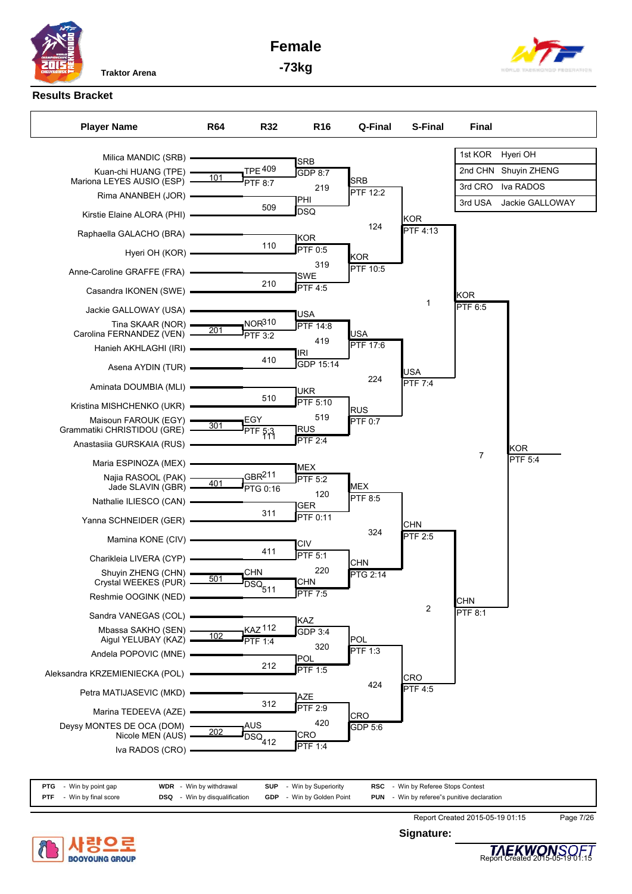Traktor Arena

# Female

## -73kg

### Results Bracket

| Place | Country | Player |
|---|---|---|
| 1st | KOR | Hyeri OH |
| 2nd | CHN | Shuyin ZHENG |
| 3rd | CRO | Iva RADOS |
| 3rd | USA | Jackie GALLOWAY |

**Player Name**

- Milica MANDIC (SRB)
- Kuan-chi HUANG (TPE)
- Mariona LEYES AUSIO (ESP)
- Rima ANANBEH (JOR)
- Kirstie Elaine ALORA (PHI)
- Raphaella GALACHO (BRA)
- Hyeri OH (KOR)
- Anne-Caroline GRAFFE (FRA)
- Casandra IKONEN (SWE)
- Jackie GALLOWAY (USA)
- Tina SKAAR (NOR)
- Carolina FERNANDEZ (VEN)
- Hanieh AKHLAGHI (IRI)
- Asena AYDIN (TUR)
- Aminata DOUMBIA (MLI)
- Kristina MISHCHENKO (UKR)
- Maisoun FAROUK (EGY)
- Grammatiki CHRISTIDOU (GRE)
- Anastasiia GURSKAIA (RUS)
- Maria ESPINOZA (MEX)
- Najia RASOOL (PAK)
- Jade SLAVIN (GBR)
- Nathalie ILIESCO (CAN)
- Yanna SCHNEIDER (GER)
- Mamina KONE (CIV)
- Charikleia LIVERA (CYP)
- Shuyin ZHENG (CHN)
- Crystal WEEKES (PUR)
- Reshmie OOGINK (NED)
- Sandra VANEGAS (COL)
- Mbassa SAKHO (SEN)
- Aigul YELUBAY (KAZ)
- Andela POPOVIC (MNE)
- Aleksandra KRZEMIENIECKA (POL)
- Petra MATIJASEVIC (MKD)
- Marina TEDEEVA (AZE)
- Deysy MONTES DE OCA (DOM)
- Nicole MEN (AUS)
- Iva RADOS (CRO)

**R64**

| Match | Winner | Result |
|---|---|---|
| 101 | TPE | PTF 8:7 |
| 201 | NOR | PTF 3:2 |
| 301 | EGY | PTF 5:3 |
| 401 | GBR | PTG 0:16 |
| 501 | CHN | DSQ |
| 102 | KAZ | PTF 1:4 |
| 202 | AUS | DSQ |

**R32**

| Match | Winner | Result |
|---|---|---|
| 409 | SRB | GDP 8:7 |
| 509 | PHI | DSQ |
| 110 | KOR | PTF 0:5 |
| 210 | SWE | PTF 4:5 |
| 310 | USA | PTF 14:8 |
| 410 | IRI | GDP 15:14 |
| 510 | UKR | PTF 5:10 |
| 111 | RUS | PTF 2:4 |
| 211 | MEX | PTF 5:2 |
| 311 | GER | PTF 0:11 |
| 411 | CIV | PTF 5:1 |
| 511 | CHN | PTF 7:5 |
| 112 | KAZ | GDP 3:4 |
| 212 | POL | PTF 1:5 |
| 312 | AZE | PTF 2:9 |
| 412 | CRO | PTF 1:4 |

**R16**

| Match | Winner | Result |
|---|---|---|
| 219 | SRB | PTF 12:2 |
| 319 | KOR | PTF 10:5 |
| 419 | USA | PTF 17:6 |
| 519 | RUS | PTF 0:7 |
| 120 | MEX | PTF 8:5 |
| 220 | CHN | PTG 2:14 |
| 320 | POL | PTF 1:3 |
| 420 | CRO | GDP 5:6 |

**Q-Final**

| Match | Winner | Result |
|---|---|---|
| 124 | KOR | PTF 4:13 |
| 224 | USA | PTF 7:4 |
| 324 | CHN | PTF 2:5 |
| 424 | CRO | PTF 4:5 |

**S-Final**

| Match | Winner | Result |
|---|---|---|
| 1 | KOR | PTF 6:5 |
| 2 | CHN | PTF 8:1 |

**Final**

| Match | Winner | Result |
|---|---|---|
| 7 | KOR | PTF 5:4 |

| Code | Meaning | Code | Meaning | Code | Meaning | Code | Meaning |
|---|---|---|---|---|---|---|---|
| PTG | Win by point gap | WDR | Win by withdrawal | SUP | Win by Superiority | RSC | Win by Referee Stops Contest |
| PTF | Win by final score | DSQ | Win by disqualification | GDP | Win by Golden Point | PUN | Win by referee"s punitive declaration |

Report Created 2015-05-19 01:15

Signature: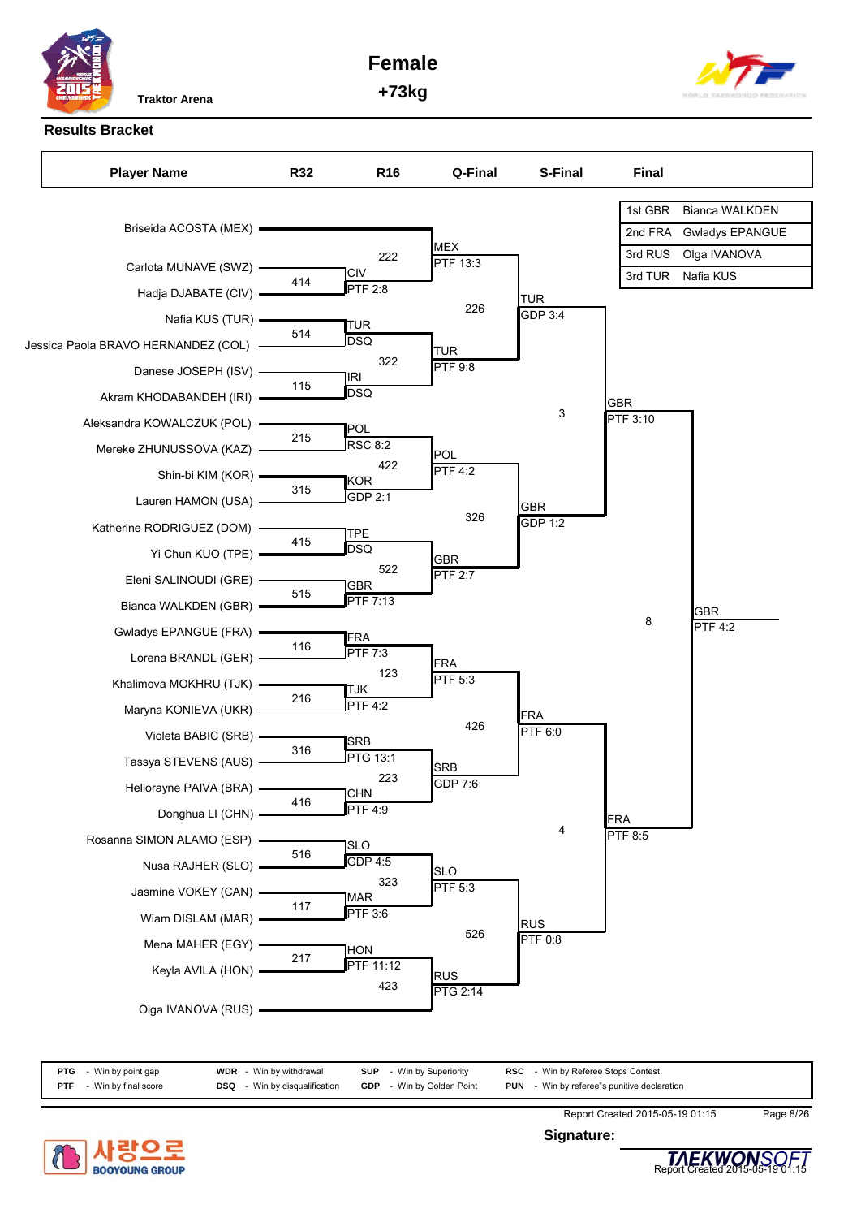Traktor Arena

# Female

## +73kg

### Results Bracket

| Final Standing | Player |
|---|---|
| 1st GBR | Bianca WALKDEN |
| 2nd FRA | Gwladys EPANGUE |
| 3rd RUS | Olga IVANOVA |
| 3rd TUR | Nafia KUS |

| Player Name | R32 | R16 | Q-Final | S-Final | Final |
|---|---|---|---|---|---|
| Briseida ACOSTA (MEX) | | | | | |
| Carlota MUNAVE (SWZ) | | 222 | MEX PTF 13:3 | | |
| Hadja DJABATE (CIV) | 414 | CIV PTF 2:8 | | | |
| Nafia KUS (TUR) | | | 226 | TUR GDP 3:4 | |
| Jessica Paola BRAVO HERNANDEZ (COL) | 514 | TUR DSQ | | | |
| Danese JOSEPH (ISV) | | 322 | TUR PTF 9:8 | | |
| Akram KHODABANDEH (IRI) | 115 | IRI DSQ | | | |
| Aleksandra KOWALCZUK (POL) | | | | 3 | GBR PTF 3:10 |
| Mereke ZHUNUSSOVA (KAZ) | 215 | POL RSC 8:2 | | | |
| Shin-bi KIM (KOR) | | 422 | POL PTF 4:2 | | |
| Lauren HAMON (USA) | 315 | KOR GDP 2:1 | | | |
| Katherine RODRIGUEZ (DOM) | | | 326 | GBR GDP 1:2 | |
| Yi Chun KUO (TPE) | 415 | TPE DSQ | | | |
| Eleni SALINOUDI (GRE) | | 522 | GBR PTF 2:7 | | |
| Bianca WALKDEN (GBR) | 515 | GBR PTF 7:13 | | | |
| Gwladys EPANGUE (FRA) | | | | | 8 — GBR PTF 4:2 |
| Lorena BRANDL (GER) | 116 | FRA PTF 7:3 | | | |
| Khalimova MOKHRU (TJK) | | 123 | FRA PTF 5:3 | | |
| Maryna KONIEVA (UKR) | 216 | TJK PTF 4:2 | | | |
| Violeta BABIC (SRB) | | | 426 | FRA PTF 6:0 | |
| Tassya STEVENS (AUS) | 316 | SRB PTG 13:1 | | | |
| Hellorayne PAIVA (BRA) | | 223 | SRB GDP 7:6 | | |
| Donghua LI (CHN) | 416 | CHN PTF 4:9 | | | |
| Rosanna SIMON ALAMO (ESP) | | | | 4 | FRA PTF 8:5 |
| Nusa RAJHER (SLO) | 516 | SLO GDP 4:5 | | | |
| Jasmine VOKEY (CAN) | | 323 | SLO PTF 5:3 | | |
| Wiam DISLAM (MAR) | 117 | MAR PTF 3:6 | | | |
| Mena MAHER (EGY) | | | 526 | RUS PTF 0:8 | |
| Keyla AVILA (HON) | 217 | HON PTF 11:12 | | | |
| | | 423 | RUS PTG 2:14 | | |
| Olga IVANOVA (RUS) | | | | | |

| | | | | | | | |
|---|---|---|---|---|---|---|---|
| **PTG** | - Win by point gap | **WDR** | - Win by withdrawal | **SUP** | - Win by Superiority | **RSC** | - Win by Referee Stops Contest |
| **PTF** | - Win by final score | **DSQ** | - Win by disqualification | **GDP** | - Win by Golden Point | **PUN** | - Win by referee"s punitive declaration |

Report Created 2015-05-19 01:15

**Signature:**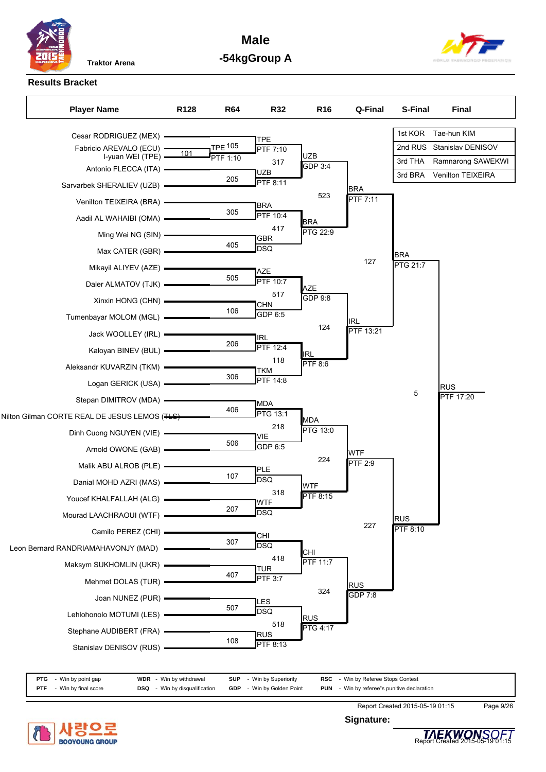# Male

## -54kgGroup A

Traktor Arena

### Results Bracket

| | |
|---|---|
| 1st KOR | Tae-hun KIM |
| 2nd RUS | Stanislav DENISOV |
| 3rd THA | Ramnarong SAWEKWI |
| 3rd BRA | Venilton TEIXEIRA |

| Player Name | R128 | R64 | R32 | R16 | Q-Final | S-Final | Final |
|---|---|---|---|---|---|---|---|
| Cesar RODRIGUEZ (MEX) | | | | | | | |
| Fabricio AREVALO (ECU) | 101 | TPE 105 PTF 1:10 | TPE PTF 7:10 | | | | |
| I-yuan WEI (TPE) | | | | | | | |
| Antonio FLECCA (ITA) | | | 317 | UZB GDP 3:4 | | | |
| Sarvarbek SHERALIEV (UZB) | | 205 | UZB PTF 8:11 | | | | |
| Venilton TEIXEIRA (BRA) | | | | | 523 | BRA PTF 7:11 | |
| Aadil AL WAHAIBI (OMA) | | 305 | BRA PTF 10:4 | | | | |
| Ming Wei NG (SIN) | | | 417 | BRA PTG 22:9 | | | |
| Max CATER (GBR) | | 405 | GBR DSQ | | | | |
| Mikayil ALIYEV (AZE) | | | | | | 127 | BRA PTF 21:7 |
| Daler ALMATOV (TJK) | | 505 | AZE PTF 10:7 | | | | |
| Xinxin HONG (CHN) | | | 517 | AZE GDP 9:8 | | | |
| Tumenbayar MOLOM (MGL) | | 106 | CHN GDP 6:5 | | | | |
| Jack WOOLLEY (IRL) | | | | | 124 | IRL PTF 13:21 | |
| Kaloyan BINEV (BUL) | | 206 | IRL PTF 12:4 | | | | |
| Aleksandr KUVARZIN (TKM) | | | 118 | IRL PTF 8:6 | | | |
| Logan GERICK (USA) | | 306 | TKM PTF 14:8 | | | | |
| Stepan DIMITROV (MDA) | | | | | | | 5 / RUS PTF 17:20 |
| Nilton Gilman CORTE REAL DE JESUS LEMOS (TLS) | | 406 | MDA PTG 13:1 | | | | |
| Dinh Cuong NGUYEN (VIE) | | | 218 | MDA PTG 13:0 | | | |
| Arnold OWONE (GAB) | | 506 | VIE GDP 6:5 | | | | |
| Malik ABU ALROB (PLE) | | | | | 224 | WTF PTF 2:9 | |
| Danial MOHD AZRI (MAS) | | 107 | PLE DSQ | | | | |
| Youcef KHALFALLAH (ALG) | | | 318 | WTF PTF 8:15 | | | |
| Mourad LAACHRAOUI (WTF) | | 207 | WTF DSQ | | | | |
| Camilo PEREZ (CHI) | | | | | | 227 | RUS PTF 8:10 |
| Leon Bernard RANDRIAMAHAVONJY (MAD) | | 307 | CHI DSQ | | | | |
| Maksym SUKHOMLIN (UKR) | | | 418 | CHI PTF 11:7 | | | |
| Mehmet DOLAS (TUR) | | 407 | TUR PTF 3:7 | | | | |
| Joan NUNEZ (PUR) | | | | | 324 | RUS GDP 7:8 | |
| Lehlohonolo MOTUMI (LES) | | 507 | LES DSQ | | | | |
| Stephane AUDIBERT (FRA) | | | 518 | RUS PTG 4:17 | | | |
| Stanislav DENISOV (RUS) | | 108 | RUS PTF 8:13 | | | | |

| | | | | | | | |
|---|---|---|---|---|---|---|---|
| PTG | Win by point gap | WDR | Win by withdrawal | SUP | Win by Superiority | RSC | Win by Referee Stops Contest |
| PTF | Win by final score | DSQ | Win by disqualification | GDP | Win by Golden Point | PUN | Win by referee"s punitive declaration |

Report Created 2015-05-19 01:15

**Signature:**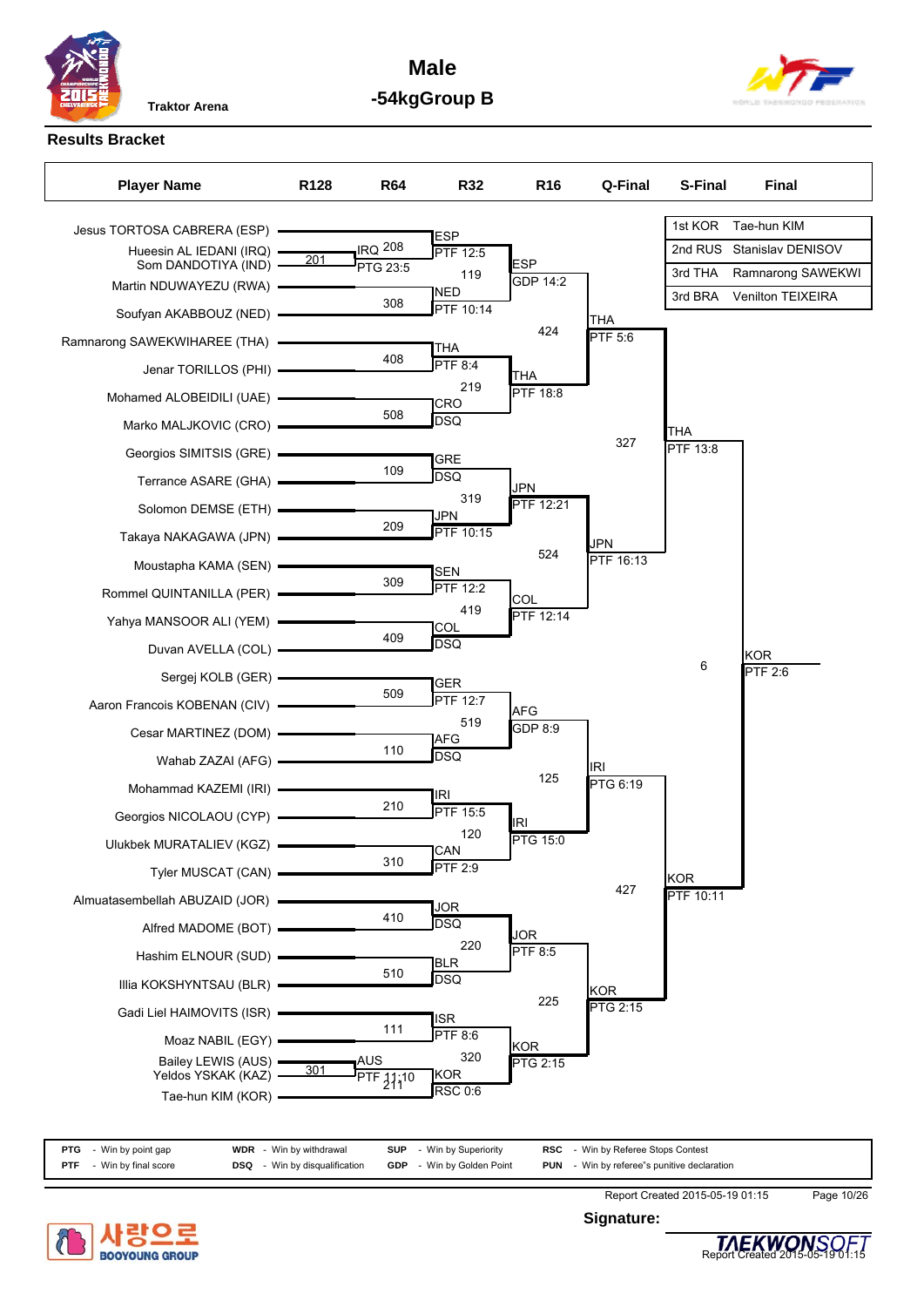# Male

## -54kgGroup B

Traktor Arena

### Results Bracket

| Rank | Country | Player |
|---|---|---|
| 1st | KOR | Tae-hun KIM |
| 2nd | RUS | Stanislav DENISOV |
| 3rd | THA | Ramnarong SAWEKWI |
| 3rd | BRA | Venilton TEIXEIRA |

| Player Name | R128 | R64 | R32 | R16 | Q-Final | S-Final | Final |
|---|---|---|---|---|---|---|---|
| Jesus TORTOSA CABRERA (ESP) | | | | | | | |
| Hueesin AL IEDANI (IRQ) | 201 | IRQ 208 | ESP PTF 12:5 | | | | |
| Som DANDOTIYA (IND) | | PTG 23:5 | 119 | ESP GDP 14:2 | | | |
| Martin NDUWAYEZU (RWA) | | | | | | | |
| Soufyan AKABBOUZ (NED) | | 308 | NED PTF 10:14 | 424 | THA PTF 5:6 | | |
| Ramnarong SAWEKWIHAREE (THA) | | | | | | | |
| Jenar TORILLOS (PHI) | | 408 | THA PTF 8:4 | | | | |
| Mohamed ALOBEIDILI (UAE) | | | 219 | THA PTF 18:8 | | | |
| Marko MALJKOVIC (CRO) | | 508 | CRO DSQ | | 327 | THA PTF 13:8 | |
| Georgios SIMITSIS (GRE) | | | | | | | |
| Terrance ASARE (GHA) | | 109 | GRE DSQ | | | | |
| Solomon DEMSE (ETH) | | | 319 | JPN PTF 12:21 | | | |
| Takaya NAKAGAWA (JPN) | | 209 | JPN PTF 10:15 | 524 | JPN PTF 16:13 | | |
| Moustapha KAMA (SEN) | | | | | | | |
| Rommel QUINTANILLA (PER) | | 309 | SEN PTF 12:2 | | | | |
| Yahya MANSOOR ALI (YEM) | | | 419 | COL PTF 12:14 | | | |
| Duvan AVELLA (COL) | | 409 | COL DSQ | | | 6 | KOR PTF 2:6 |
| Sergej KOLB (GER) | | | | | | | |
| Aaron Francois KOBENAN (CIV) | | 509 | GER PTF 12:7 | | | | |
| Cesar MARTINEZ (DOM) | | | 519 | AFG GDP 8:9 | | | |
| Wahab ZAZAI (AFG) | | 110 | AFG DSQ | 125 | IRI PTG 6:19 | | |
| Mohammad KAZEMI (IRI) | | | | | | | |
| Georgios NICOLAOU (CYP) | | 210 | IRI PTF 15:5 | | | | |
| Ulukbek MURATALIEV (KGZ) | | | 120 | IRI PTG 15:0 | | | |
| Tyler MUSCAT (CAN) | | 310 | CAN PTF 2:9 | | 427 | KOR PTF 10:11 | |
| Almuatasembellah ABUZAID (JOR) | | | | | | | |
| Alfred MADOME (BOT) | | 410 | JOR DSQ | | | | |
| Hashim ELNOUR (SUD) | | | 220 | JOR PTF 8:5 | | | |
| Illia KOKSHYNTSAU (BLR) | | 510 | BLR DSQ | 225 | KOR PTG 2:15 | | |
| Gadi Liel HAIMOVITS (ISR) | | | | | | | |
| Moaz NABIL (EGY) | | 111 | ISR PTF 8:6 | | | | |
| Bailey LEWIS (AUS) | 301 | AUS | 320 | KOR PTG 2:15 | | | |
| Yeldos YSKAK (KAZ) | | PTF 11:10 | | | | | |
| Tae-hun KIM (KOR) | | 211 | KOR RSC 0:6 | | | | |

PTG - Win by point gap | WDR - Win by withdrawal | SUP - Win by Superiority | RSC - Win by Referee Stops Contest

PTF - Win by final score | DSQ - Win by disqualification | GDP - Win by Golden Point | PUN - Win by referee"s punitive declaration

Report Created 2015-05-19 01:15

**Signature:**

Report Created 2015-05-19 01:15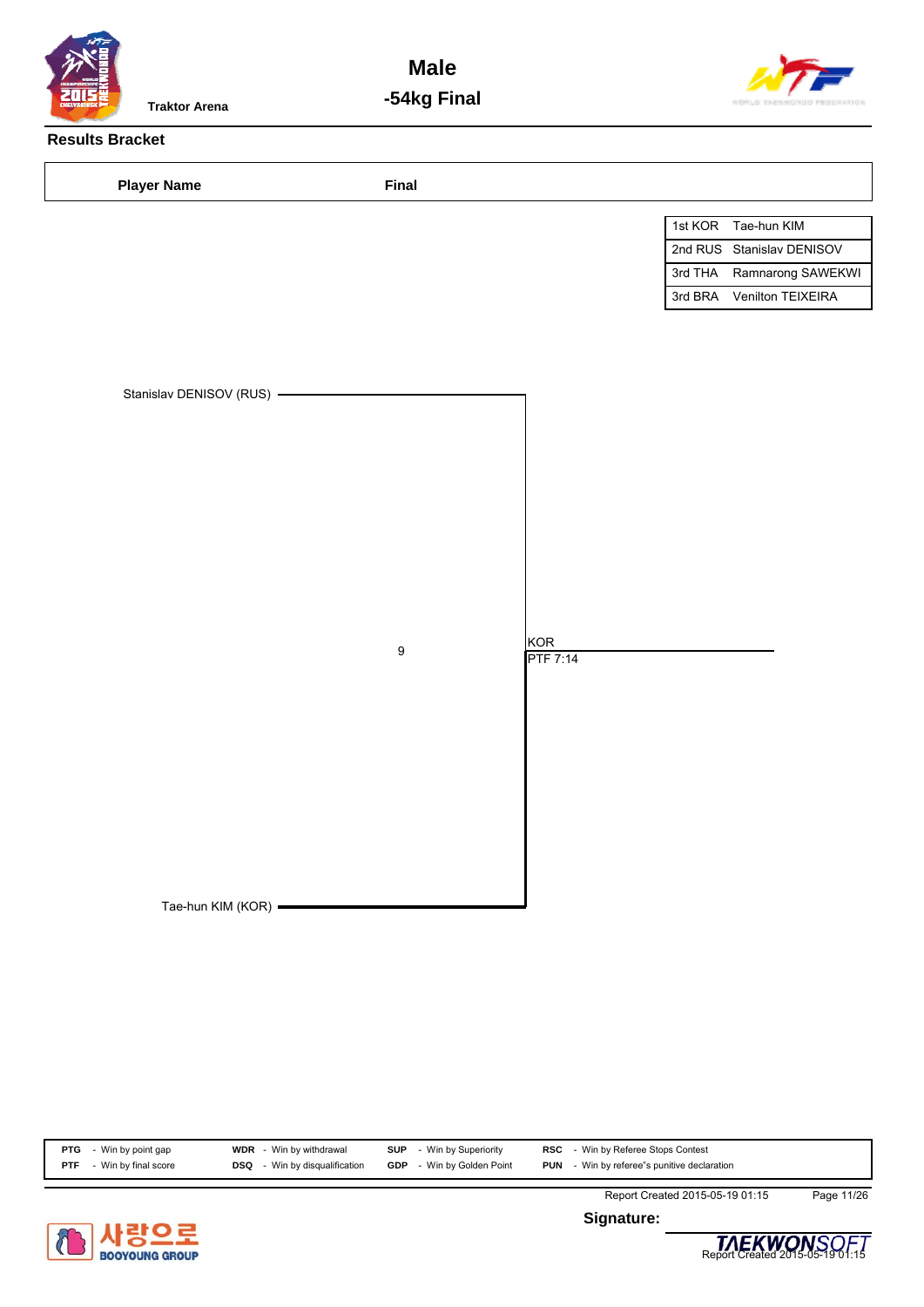# Male

## -54kg Final

Traktor Arena

### Results Bracket

| Player Name | Final |
|---|---|

| Rank | Name |
|---|---|
| 1st KOR | Tae-hun KIM |
| 2nd RUS | Stanislav DENISOV |
| 3rd THA | Ramnarong SAWEKWI |
| 3rd BRA | Venilton TEIXEIRA |

Stanislav DENISOV (RUS)

9

KOR
PTF 7:14

Tae-hun KIM (KOR)

| | | | | | | | |
|---|---|---|---|---|---|---|---|
| **PTG** | - Win by point gap | **WDR** | - Win by withdrawal | **SUP** | - Win by Superiority | **RSC** | - Win by Referee Stops Contest |
| **PTF** | - Win by final score | **DSQ** | - Win by disqualification | **GDP** | - Win by Golden Point | **PUN** | - Win by referee"s punitive declaration |

Report Created 2015-05-19 01:15

**Signature:**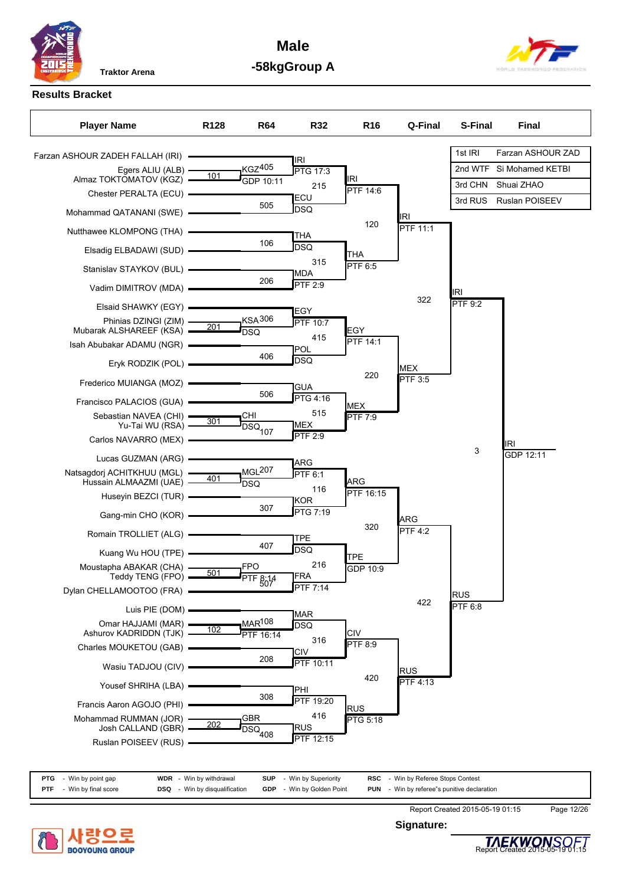# Male

## -58kgGroup A

Traktor Arena

### Results Bracket

| Player Name | R128 | R64 | R32 | R16 | Q-Final | S-Final | Final |
|---|---|---|---|---|---|---|---|

| Place | Country | Name |
|---|---|---|
| 1st | IRI | Farzan ASHOUR ZAD |
| 2nd | WTF | Si Mohamed KETBI |
| 3rd | CHN | Shuai ZHAO |
| 3rd | RUS | Ruslan POISEEV |

Players (bracket order):

- Farzan ASHOUR ZADEH FALLAH (IRI)
- Egers ALIU (ALB)
- Almaz TOKTOMATOV (KGZ)
- Chester PERALTA (ECU)
- Mohammad QATANANI (SWE)
- Nutthawee KLOMPONG (THA)
- Elsadig ELBADAWI (SUD)
- Stanislav STAYKOV (BUL)
- Vadim DIMITROV (MDA)
- Elsaid SHAWKY (EGY)
- Phinias DZINGI (ZIM)
- Mubarak ALSHAREEF (KSA)
- Isah Abubakar ADAMU (NGR)
- Eryk RODZIK (POL)
- Frederico MUIANGA (MOZ)
- Francisco PALACIOS (GUA)
- Sebastian NAVEA (CHI)
- Yu-Tai WU (RSA)
- Carlos NAVARRO (MEX)
- Lucas GUZMAN (ARG)
- Natsagdorj ACHITKHUU (MGL)
- Hussain ALMAAZMI (UAE)
- Huseyin BEZCI (TUR)
- Gang-min CHO (KOR)
- Romain TROLLIET (ALG)
- Kuang Wu HOU (TPE)
- Moustapha ABAKAR (CHA)
- Teddy TENG (FPO)
- Dylan CHELLAMOOTOO (FRA)
- Luis PIE (DOM)
- Omar HAJJAMI (MAR)
- Ashurov KADRIDDN (TJK)
- Charles MOUKETOU (GAB)
- Wasiu TADJOU (CIV)
- Yousef SHRIHA (LBA)
- Francis Aaron AGOJO (PHI)
- Mohammad RUMMAN (JOR)
- Josh CALLAND (GBR)
- Ruslan POISEEV (RUS)

Results:

| Round | Contest | Winner | Result |
|---|---|---|---|
| R128 | 101 | KGZ | GDP 10:11 |
| R128 | 201 | KSA | DSQ |
| R128 | 301 | CHI | DSQ |
| R128 | 401 | MGL | DSQ |
| R128 | 501 | FPO | PTF 8:14 |
| R128 | 102 | MAR | PTF 16:14 |
| R128 | 202 | GBR | DSQ |
| R64 | 405 | IRI | PTG 17:3 |
| R64 | 505 | ECU | DSQ |
| R64 | 106 | THA | DSQ |
| R64 | 206 | MDA | PTF 2:9 |
| R64 | 306 | EGY | PTF 10:7 |
| R64 | 406 | POL | DSQ |
| R64 | 506 | GUA | PTG 4:16 |
| R64 | 107 | MEX | PTF 2:9 |
| R64 | 207 | ARG | PTF 6:1 |
| R64 | 307 | KOR | PTG 7:19 |
| R64 | 407 | TPE | DSQ |
| R64 | 507 | FRA | PTF 7:14 |
| R64 | 108 | MAR | DSQ |
| R64 | 208 | CIV | PTF 10:11 |
| R64 | 308 | PHI | PTF 19:20 |
| R64 | 408 | RUS | PTF 12:15 |
| R32 | 215 | IRI | PTF 14:6 |
| R32 | 315 | THA | PTF 6:5 |
| R32 | 415 | EGY | PTF 14:1 |
| R32 | 515 | MEX | PTF 7:9 |
| R32 | 116 | ARG | PTF 16:15 |
| R32 | 216 | TPE | GDP 10:9 |
| R32 | 316 | CIV | PTF 8:9 |
| R32 | 416 | RUS | PTG 5:18 |
| R16 | 120 | IRI | PTF 11:1 |
| R16 | 220 | MEX | PTF 3:5 |
| R16 | 320 | ARG | PTF 4:2 |
| R16 | 420 | RUS | PTF 4:13 |
| Q-Final | 322 | IRI | PTF 9:2 |
| Q-Final | 422 | RUS | PTF 6:8 |
| S-Final | 3 | IRI | GDP 12:11 |

| Code | Meaning | Code | Meaning | Code | Meaning | Code | Meaning |
|---|---|---|---|---|---|---|---|
| PTG | Win by point gap | WDR | Win by withdrawal | SUP | Win by Superiority | RSC | Win by Referee Stops Contest |
| PTF | Win by final score | DSQ | Win by disqualification | GDP | Win by Golden Point | PUN | Win by referee"s punitive declaration |

Report Created 2015-05-19 01:15

**Signature:**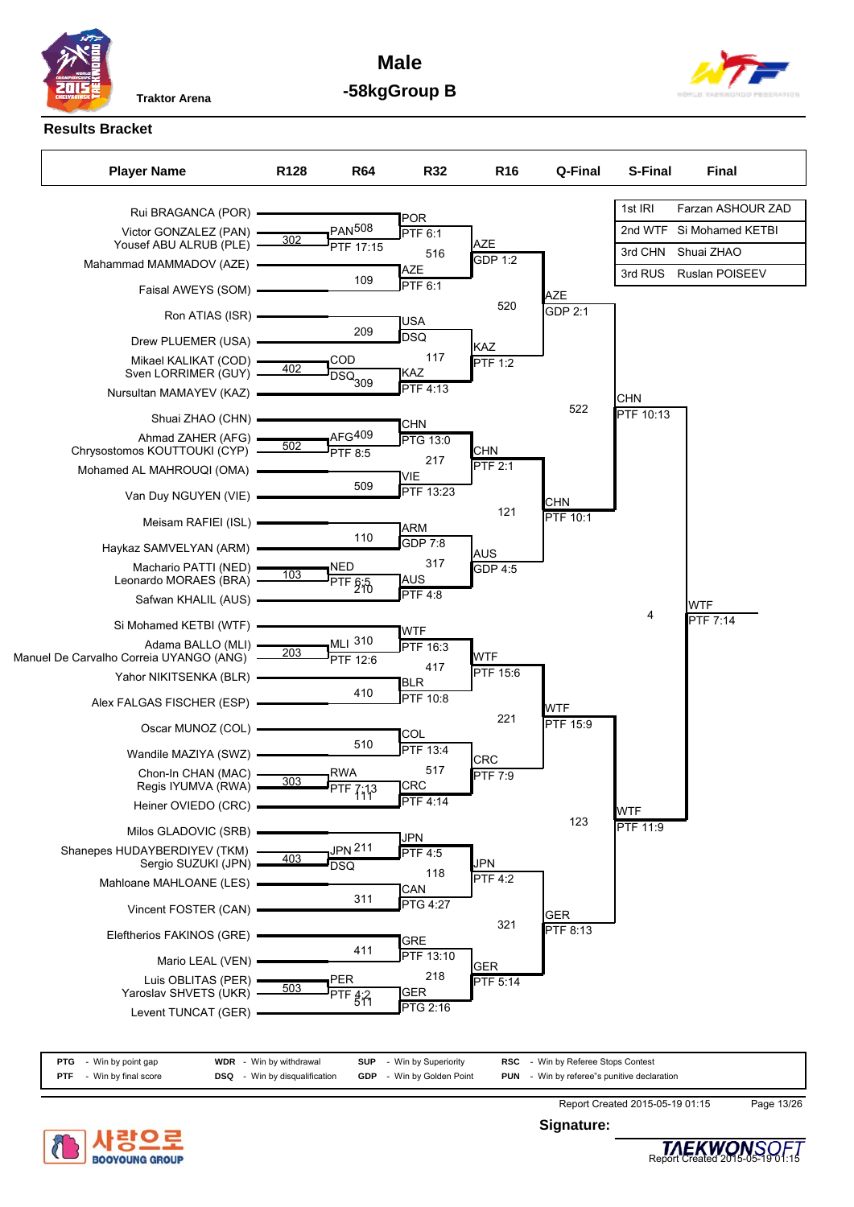Traktor Arena

# Male

## -58kgGroup B

### Results Bracket

| Place | Name |
|---|---|
| 1st IRI | Farzan ASHOUR ZAD |
| 2nd WTF | Si Mohamed KETBI |
| 3rd CHN | Shuai ZHAO |
| 3rd RUS | Ruslan POISEEV |

| Player Name | R128 | R64 | R32 | R16 | Q-Final | S-Final | Final |
|---|---|---|---|---|---|---|---|
| Rui BRAGANCA (POR) | | | POR PTF 6:1 (516) | AZE GDP 1:2 (520) | AZE GDP 2:1 (522) | CHN PTF 10:13 (4) | WTF PTF 7:14 |
| Victor GONZALEZ (PAN) | 302 | PAN PTF 17:15 (508) | | | | | |
| Yousef ABU ALRUB (PLE) | | | | | | | |
| Mahammad MAMMADOV (AZE) | | | AZE PTF 6:1 | | | | |
| Faisal AWEYS (SOM) | | 109 | | | | | |
| Ron ATIAS (ISR) | | | USA DSQ (117) | KAZ PTF 1:2 | | | |
| Drew PLUEMER (USA) | | 209 | | | | | |
| Mikael KALIKAT (COD) | 402 | COD DSQ (309) | | | | | |
| Sven LORRIMER (GUY) | | | | | | | |
| Nursultan MAMAYEV (KAZ) | | | KAZ PTF 4:13 | | | | |
| Shuai ZHAO (CHN) | | | CHN PTG 13:0 (217) | CHN PTF 2:1 (121) | CHN PTF 10:1 | | |
| Ahmad ZAHER (AFG) | 502 | AFG PTF 8:5 (409) | | | | | |
| Chrysostomos KOUTTOUKI (CYP) | | | | | | | |
| Mohamed AL MAHROUQI (OMA) | | 509 | VIE PTF 13:23 | | | | |
| Van Duy NGUYEN (VIE) | | | | | | | |
| Meisam RAFIEI (ISL) | | 110 | ARM GDP 7:8 (317) | AUS GDP 4:5 | | | |
| Haykaz SAMVELYAN (ARM) | | | | | | | |
| Machario PATTI (NED) | 103 | NED PTF 6:5 (210) | | | | | |
| Leonardo MORAES (BRA) | | | | | | | |
| Safwan KHALIL (AUS) | | | AUS PTF 4:8 | | | | |
| Si Mohamed KETBI (WTF) | | | WTF PTF 16:3 (417) | WTF PTF 15:6 (221) | WTF PTF 15:9 (123) | WTF PTF 11:9 | |
| Adama BALLO (MLI) | 203 | MLI PTF 12:6 (310) | | | | | |
| Manuel De Carvalho Correia UYANGO (ANG) | | | | | | | |
| Yahor NIKITSENKA (BLR) | | 410 | BLR PTF 10:8 | | | | |
| Alex FALGAS FISCHER (ESP) | | | | | | | |
| Oscar MUNOZ (COL) | | 510 | COL PTF 13:4 (517) | CRC PTF 7:9 | | | |
| Wandile MAZIYA (SWZ) | | | | | | | |
| Chon-In CHAN (MAC) | 303 | RWA PTF 7:13 (111) | | | | | |
| Regis IYUMVA (RWA) | | | | | | | |
| Heiner OVIEDO (CRC) | | | CRC PTF 4:14 | | | | |
| Milos GLADOVIC (SRB) | | | JPN PTF 4:5 (118) | JPN PTF 4:2 (321) | GER PTF 8:13 | | |
| Shanepes HUDAYBERDIYEV (TKM) | 403 | JPN DSQ (211) | | | | | |
| Sergio SUZUKI (JPN) | | | | | | | |
| Mahloane MAHLOANE (LES) | | 311 | CAN PTG 4:27 | | | | |
| Vincent FOSTER (CAN) | | | | | | | |
| Eleftherios FAKINOS (GRE) | | 411 | GRE PTF 13:10 (218) | GER PTF 5:14 | | | |
| Mario LEAL (VEN) | | | | | | | |
| Luis OBLITAS (PER) | 503 | PER PTF 4:2 (511) | | | | | |
| Yaroslav SHVETS (UKR) | | | | | | | |
| Levent TUNCAT (GER) | | | GER PTG 2:16 | | | | |

| Code | Meaning | Code | Meaning | Code | Meaning | Code | Meaning |
|---|---|---|---|---|---|---|---|
| PTG | Win by point gap | WDR | Win by withdrawal | SUP | Win by Superiority | RSC | Win by Referee Stops Contest |
| PTF | Win by final score | DSQ | Win by disqualification | GDP | Win by Golden Point | PUN | Win by referee"s punitive declaration |

Report Created 2015-05-19 01:15

**Signature:**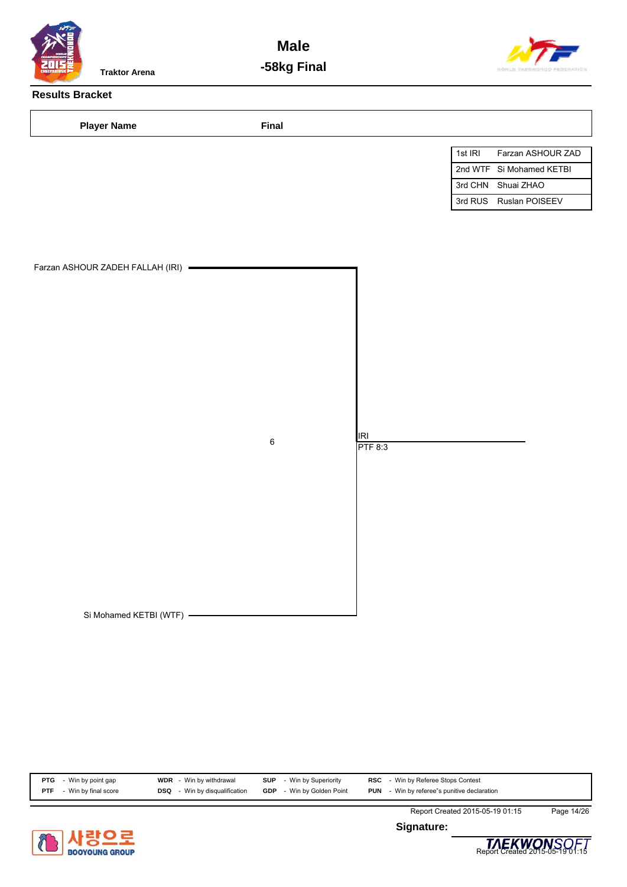Traktor Arena

# Male
## -58kg Final

### Results Bracket

| Player Name | Final |
|---|---|

| | |
|---|---|
| 1st IRI | Farzan ASHOUR ZAD |
| 2nd WTF | Si Mohamed KETBI |
| 3rd CHN | Shuai ZHAO |
| 3rd RUS | Ruslan POISEEV |

Farzan ASHOUR ZADEH FALLAH (IRI)

6

IRI
PTF 8:3

Si Mohamed KETBI (WTF)

| | | | | | | | |
|---|---|---|---|---|---|---|---|
| **PTG** | - Win by point gap | **WDR** | - Win by withdrawal | **SUP** | - Win by Superiority | **RSC** | - Win by Referee Stops Contest |
| **PTF** | - Win by final score | **DSQ** | - Win by disqualification | **GDP** | - Win by Golden Point | **PUN** | - Win by referee"s punitive declaration |

Report Created 2015-05-19 01:15

**Signature:**

사랑으로 BOOYOUNG GROUP

TAEKWONSOFT
Report Created 2015-05-19 01:15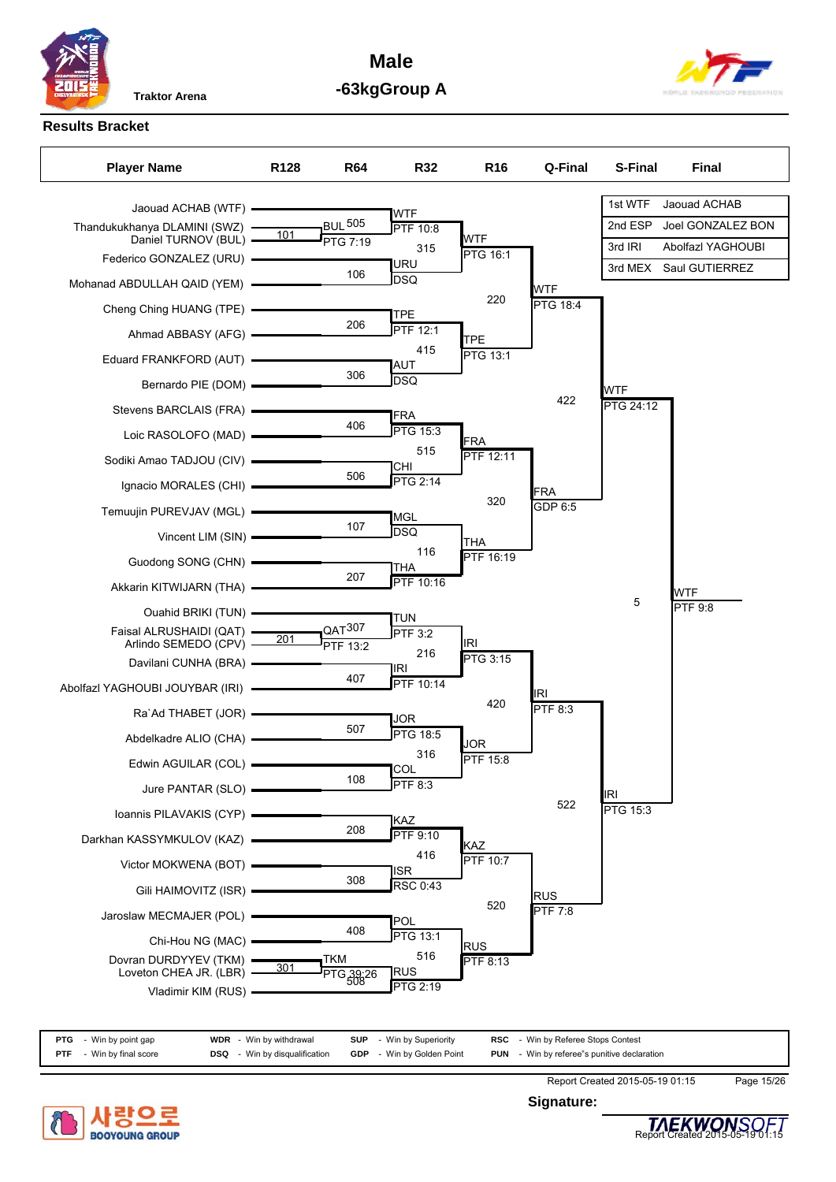**Traktor Arena**

# Male
## -63kgGroup A

### Results Bracket

| Player Name |
|---|
| Jaouad ACHAB (WTF) |
| Thandukukhanya DLAMINI (SWZ) |
| Daniel TURNOV (BUL) |
| Federico GONZALEZ (URU) |
| Mohanad ABDULLAH QAID (YEM) |
| Cheng Ching HUANG (TPE) |
| Ahmad ABBASY (AFG) |
| Eduard FRANKFORD (AUT) |
| Bernardo PIE (DOM) |
| Stevens BARCLAIS (FRA) |
| Loic RASOLOFO (MAD) |
| Sodiki Amao TADJOU (CIV) |
| Ignacio MORALES (CHI) |
| Temuujin PUREVJAV (MGL) |
| Vincent LIM (SIN) |
| Guodong SONG (CHN) |
| Akkarin KITWIJARN (THA) |
| Ouahid BRIKI (TUN) |
| Faisal ALRUSHAIDI (QAT) |
| Arlindo SEMEDO (CPV) |
| Davilani CUNHA (BRA) |
| Abolfazl YAGHOUBI JOUYBAR (IRI) |
| Ra`Ad THABET (JOR) |
| Abdelkadre ALIO (CHA) |
| Edwin AGUILAR (COL) |
| Jure PANTAR (SLO) |
| Ioannis PILAVAKIS (CYP) |
| Darkhan KASSYMKULOV (KAZ) |
| Victor MOKWENA (BOT) |
| Gili HAIMOVITZ (ISR) |
| Jaroslaw MECMAJER (POL) |
| Chi-Hou NG (MAC) |
| Dovran DURDYYEV (TKM) |
| Loveton CHEA JR. (LBR) |
| Vladimir KIM (RUS) |

**R128**
- 101: DLAMINI (SWZ) vs TURNOV (BUL) → BUL PTG 7:19 (505)
- 201: ALRUSHAIDI (QAT) vs SEMEDO (CPV) → QAT PTF 13:2 (307)
- 301: DURDYYEV (TKM) vs CHEA JR. (LBR) → TKM PTG 39:26 (508)

**R64**
- 505: ACHAB (WTF) vs BUL → WTF PTF 10:8
- 106: GONZALEZ (URU) vs ABDULLAH QAID (YEM) → URU DSQ
- 206: HUANG (TPE) vs ABBASY (AFG) → TPE PTF 12:1
- 306: FRANKFORD (AUT) vs PIE (DOM) → AUT DSQ
- 406: BARCLAIS (FRA) vs RASOLOFO (MAD) → FRA PTG 15:3
- 506: TADJOU (CIV) vs MORALES (CHI) → CHI PTG 2:14
- 107: PUREVJAV (MGL) vs LIM (SIN) → MGL DSQ
- 207: SONG (CHN) vs KITWIJARN (THA) → THA PTF 10:16
- 307: BRIKI (TUN) vs QAT → TUN PTF 3:2
- 407: CUNHA (BRA) vs YAGHOUBI JOUYBAR (IRI) → IRI PTF 10:14
- 507: THABET (JOR) vs ALIO (CHA) → JOR PTG 18:5
- 108: AGUILAR (COL) vs PANTAR (SLO) → COL PTF 8:3
- 208: PILAVAKIS (CYP) vs KASSYMKULOV (KAZ) → KAZ PTF 9:10
- 308: MOKWENA (BOT) vs HAIMOVITZ (ISR) → ISR RSC 0:43
- 408: MECMAJER (POL) vs NG (MAC) → POL PTG 13:1
- 508: TKM vs KIM (RUS) → RUS PTG 2:19

**R32**
- 315: WTF vs URU → WTF PTG 16:1
- 415: TPE vs AUT → TPE PTG 13:1
- 515: FRA vs CHI → FRA PTF 12:11
- 116: MGL vs THA → THA PTF 16:19
- 216: TUN vs IRI → IRI PTG 3:15
- 316: JOR vs COL → JOR PTF 15:8
- 416: KAZ vs ISR → KAZ PTF 10:7
- 516: POL vs RUS → RUS PTF 8:13

**R16**
- 220: WTF vs TPE → WTF PTG 18:4
- 320: FRA vs THA → FRA GDP 6:5
- 420: IRI vs JOR → IRI PTF 8:3
- 520: KAZ vs RUS → RUS PTF 7:8

**Q-Final**
- 422: WTF vs FRA → WTF PTG 24:12
- 522: IRI vs RUS → IRI PTG 15:3

**S-Final**
- 5: WTF vs IRI → WTF PTF 9:8

**Final**

| Place | Country | Name |
|---|---|---|
| 1st | WTF | Jaouad ACHAB |
| 2nd | ESP | Joel GONZALEZ BON |
| 3rd | IRI | Abolfazl YAGHOUBI |
| 3rd | MEX | Saul GUTIERREZ |

| | | | | | | | |
|---|---|---|---|---|---|---|---|
| **PTG** | - Win by point gap | **WDR** | - Win by withdrawal | **SUP** | - Win by Superiority | **RSC** | - Win by Referee Stops Contest |
| **PTF** | - Win by final score | **DSQ** | - Win by disqualification | **GDP** | - Win by Golden Point | **PUN** | - Win by referee"s punitive declaration |

Report Created 2015-05-19 01:15

**Signature:**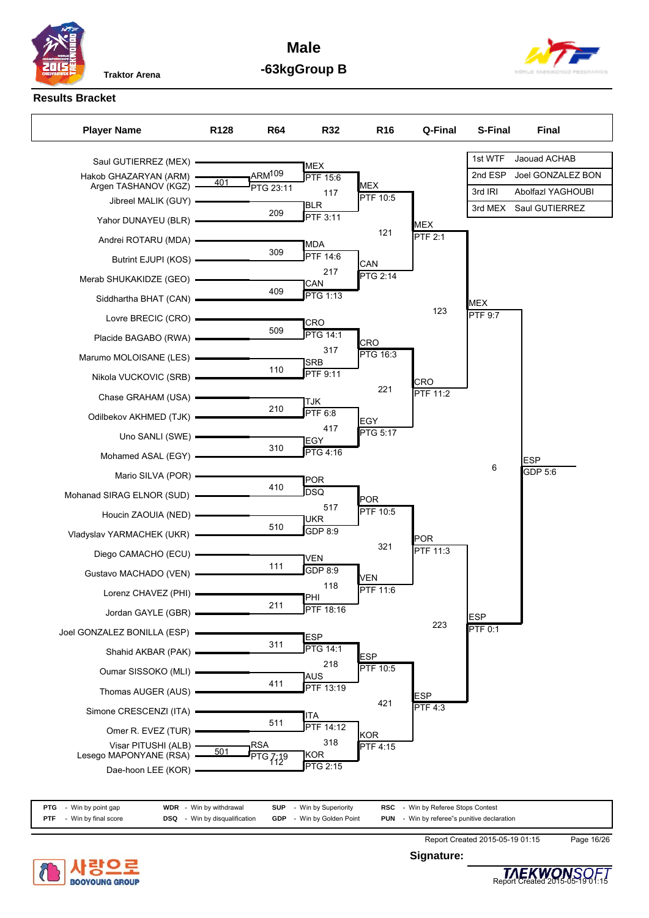Traktor Arena

# Male

## -63kgGroup B

### Results Bracket

| 1st WTF | Jaouad ACHAB |
|---|---|
| 2nd ESP | Joel GONZALEZ BON |
| 3rd IRI | Abolfazl YAGHOUBI |
| 3rd MEX | Saul GUTIERREZ |

| Player Name | R128 | R64 | R32 | R16 | Q-Final | S-Final | Final |
|---|---|---|---|---|---|---|---|
| Saul GUTIERREZ (MEX) | | | MEX PTF 15:6 | | | | |
| Hakob GHAZARYAN (ARM) | 401 | ARM 109 PTG 23:11 | | | | | |
| Argen TASHANOV (KGZ) | | | | | | | |
| Jibreel MALIK (GUY) | | | 117 | MEX PTF 10:5 | | | |
| Yahor DUNYAEU (BLR) | | 209 | BLR PTF 3:11 | | | | |
| Andrei ROTARU (MDA) | | | | 121 | MEX PTF 2:1 | | |
| Butrint EJUPI (KOS) | | 309 | MDA PTF 14:6 | | | | |
| Merab SHUKAKIDZE (GEO) | | | 217 | CAN PTG 2:14 | | | |
| Siddhartha BHAT (CAN) | | 409 | CAN PTG 1:13 | | | | |
| Lovre BRECIC (CRO) | | | | | 123 | MEX PTF 9:7 | |
| Placide BAGABO (RWA) | | 509 | CRO PTG 14:1 | | | | |
| Marumo MOLOISANE (LES) | | | 317 | CRO PTG 16:3 | | | |
| Nikola VUCKOVIC (SRB) | | 110 | SRB PTF 9:11 | | | | |
| Chase GRAHAM (USA) | | | | 221 | CRO PTF 11:2 | | |
| Odilbekov AKHMED (TJK) | | 210 | TJK PTF 6:8 | | | | |
| Uno SANLI (SWE) | | | 417 | EGY PTG 5:17 | | | |
| Mohamed ASAL (EGY) | | 310 | EGY PTG 4:16 | | | | |
| Mario SILVA (POR) | | | | | | 6 | ESP GDP 5:6 |
| Mohanad SIRAG ELNOR (SUD) | | 410 | POR DSQ | | | | |
| Houcin ZAOUIA (NED) | | | 517 | POR PTF 10:5 | | | |
| Vladyslav YARMACHEK (UKR) | | 510 | UKR GDP 8:9 | | | | |
| Diego CAMACHO (ECU) | | | | 321 | POR PTF 11:3 | | |
| Gustavo MACHADO (VEN) | | 111 | VEN GDP 8:9 | | | | |
| Lorenz CHAVEZ (PHI) | | | 118 | VEN PTF 11:6 | | | |
| Jordan GAYLE (GBR) | | 211 | PHI PTF 18:16 | | | | |
| Joel GONZALEZ BONILLA (ESP) | | | | | 223 | ESP PTF 0:1 | |
| Shahid AKBAR (PAK) | | 311 | ESP PTG 14:1 | | | | |
| Oumar SISSOKO (MLI) | | | 218 | ESP PTF 10:5 | | | |
| Thomas AUGER (AUS) | | 411 | AUS PTF 13:19 | | | | |
| Simone CRESCENZI (ITA) | | | | 421 | ESP PTF 4:3 | | |
| Omer R. EVEZ (TUR) | | 511 | ITA PTF 14:12 | | | | |
| Visar PITUSHI (ALB) | 501 | RSA PTG 7:19 | 318 | KOR PTF 4:15 | | | |
| Lesego MAPONYANE (RSA) | | 112 | | | | | |
| Dae-hoon LEE (KOR) | | | KOR PTG 2:15 | | | | |

| | | | | | | | |
|---|---|---|---|---|---|---|---|
| PTG | - Win by point gap | WDR | - Win by withdrawal | SUP | - Win by Superiority | RSC | - Win by Referee Stops Contest |
| PTF | - Win by final score | DSQ | - Win by disqualification | GDP | - Win by Golden Point | PUN | - Win by referee"s punitive declaration |

Report Created 2015-05-19 01:15

**Signature:**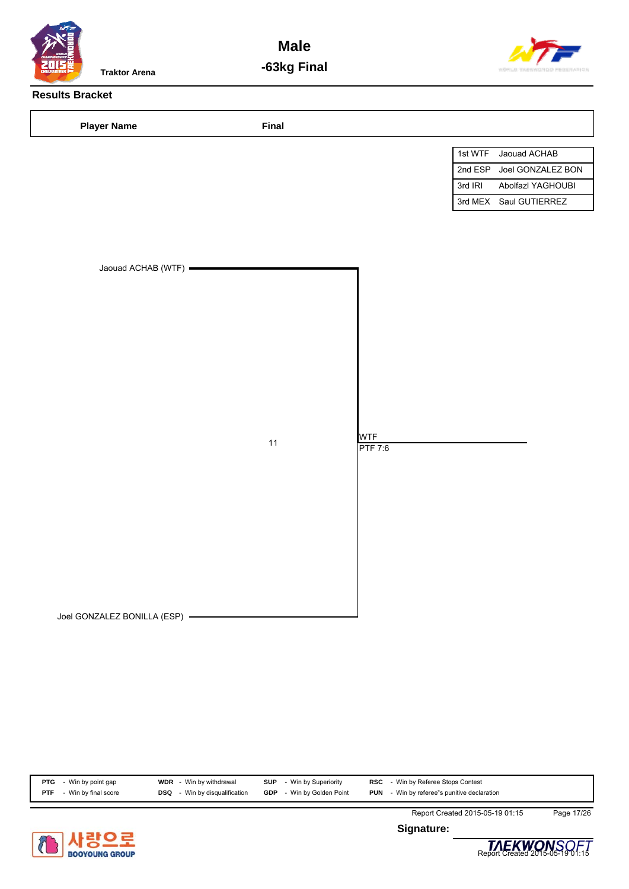Traktor Arena

# Male
## -63kg Final

### Results Bracket

| Player Name | Final |
|---|---|

| Place | Name |
|---|---|
| 1st WTF | Jaouad ACHAB |
| 2nd ESP | Joel GONZALEZ BON |
| 3rd IRI | Abolfazl YAGHOUBI |
| 3rd MEX | Saul GUTIERREZ |

Jaouad ACHAB (WTF)

11

WTF
PTF 7:6

Joel GONZALEZ BONILLA (ESP)

| | | | |
|---|---|---|---|
| **PTG** - Win by point gap | **WDR** - Win by withdrawal | **SUP** - Win by Superiority | **RSC** - Win by Referee Stops Contest |
| **PTF** - Win by final score | **DSQ** - Win by disqualification | **GDP** - Win by Golden Point | **PUN** - Win by referee"s punitive declaration |

Report Created 2015-05-19 01:15

**Signature:**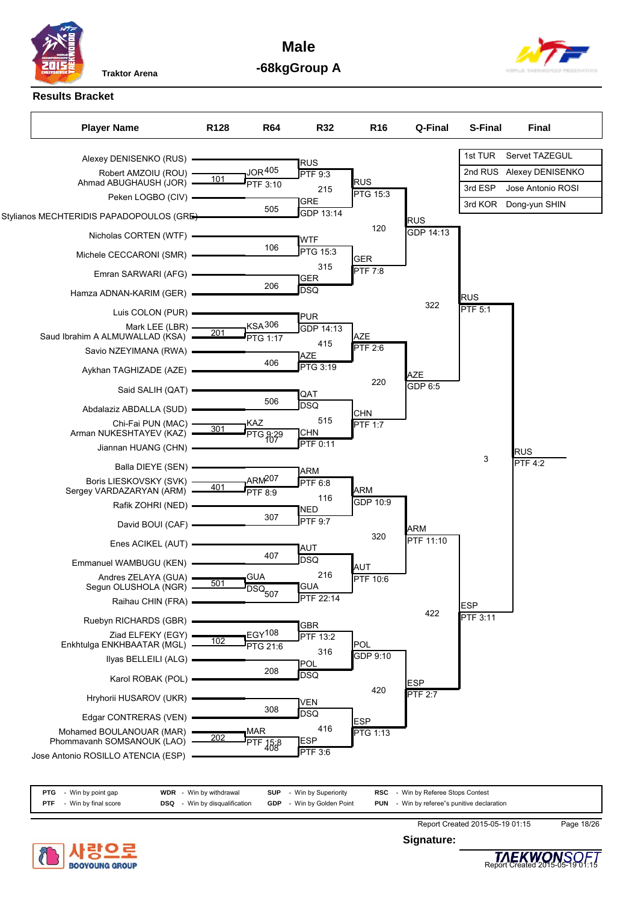# Male

## -68kgGroup A

Traktor Arena

### Results Bracket

| Rank | Player |
|---|---|
| 1st TUR | Servet TAZEGUL |
| 2nd RUS | Alexey DENISENKO |
| 3rd ESP | Jose Antonio ROSI |
| 3rd KOR | Dong-yun SHIN |

**Player Names (bracket order):**

- Alexey DENISENKO (RUS)
- Robert AMZOIU (ROU)
- Ahmad ABUGHAUSH (JOR)
- Peken LOGBO (CIV)
- Stylianos MECHTERIDIS PAPADOPOULOS (GRE)
- Nicholas CORTEN (WTF)
- Michele CECCARONI (SMR)
- Emran SARWARI (AFG)
- Hamza ADNAN-KARIM (GER)
- Luis COLON (PUR)
- Mark LEE (LBR)
- Saud Ibrahim A ALMUWALLAD (KSA)
- Savio NZEYIMANA (RWA)
- Aykhan TAGHIZADE (AZE)
- Said SALIH (QAT)
- Abdalaziz ABDALLA (SUD)
- Chi-Fai PUN (MAC)
- Arman NUKESHTAYEV (KAZ)
- Jiannan HUANG (CHN)
- Balla DIEYE (SEN)
- Boris LIESKOVSKY (SVK)
- Sergey VARDAZARYAN (ARM)
- Rafik ZOHRI (NED)
- David BOUI (CAF)
- Enes ACIKEL (AUT)
- Emmanuel WAMBUGU (KEN)
- Andres ZELAYA (GUA)
- Segun OLUSHOLA (NGR)
- Raihau CHIN (FRA)
- Ruebyn RICHARDS (GBR)
- Ziad ELFEKY (EGY)
- Enkhtulga ENKHBAATAR (MGL)
- Ilyas BELLEILI (ALG)
- Karol ROBAK (POL)
- Hryhorii HUSAROV (UKR)
- Edgar CONTRERAS (VEN)
- Mohamed BOULANOUAR (MAR)
- Phommavanh SOMSANOUK (LAO)
- Jose Antonio ROSILLO ATENCIA (ESP)

**R128:**

| Match | Winner | Score |
|---|---|---|
| 101 | JOR | PTF 3:10 |
| 201 | KSA | PTG 1:17 |
| 301 | KAZ | PTG 9:29 |
| 401 | ARM | PTF 8:9 |
| 501 | GUA | DSQ |
| 102 | EGY | PTG 21:6 |
| 202 | MAR | PTF 15:8 |

**R64:**

| Match | Winner | Score |
|---|---|---|
| 405 | RUS | PTF 9:3 |
| 505 | GRE | GDP 13:14 |
| 106 | WTF | PTG 15:3 |
| 206 | GER | DSQ |
| 306 | PUR | GDP 14:13 |
| 406 | AZE | PTG 3:19 |
| 506 | QAT | DSQ |
| 107 | CHN | PTF 0:11 |
| 207 | ARM | PTF 6:8 |
| 307 | NED | PTF 9:7 |
| 407 | AUT | DSQ |
| 507 | GUA | PTF 22:14 |
| 108 | GBR | PTF 13:2 |
| 208 | POL | DSQ |
| 308 | VEN | DSQ |
| 408 | ESP | PTF 3:6 |

**R32:**

| Match | Winner | Score |
|---|---|---|
| 215 | RUS | PTG 15:3 |
| 315 | GER | PTF 7:8 |
| 415 | AZE | PTF 2:6 |
| 515 | CHN | PTF 1:7 |
| 116 | ARM | GDP 10:9 |
| 216 | AUT | PTF 10:6 |
| 316 | POL | GDP 9:10 |
| 416 | ESP | PTG 1:13 |

**R16:**

| Match | Winner | Score |
|---|---|---|
| 120 | RUS | GDP 14:13 |
| 220 | AZE | GDP 6:5 |
| 320 | ARM | PTF 11:10 |
| 420 | ESP | PTF 2:7 |

**Q-Final:**

| Match | Winner | Score |
|---|---|---|
| 322 | RUS | PTF 5:1 |
| 422 | ESP | PTF 3:11 |

**S-Final:**

| Match | Winner | Score |
|---|---|---|
| 3 | RUS | PTF 4:2 |

| Code | Description | Code | Description | Code | Description | Code | Description |
|---|---|---|---|---|---|---|---|
| PTG | Win by point gap | WDR | Win by withdrawal | SUP | Win by Superiority | RSC | Win by Referee Stops Contest |
| PTF | Win by final score | DSQ | Win by disqualification | GDP | Win by Golden Point | PUN | Win by referee"s punitive declaration |

Report Created 2015-05-19 01:15

Signature: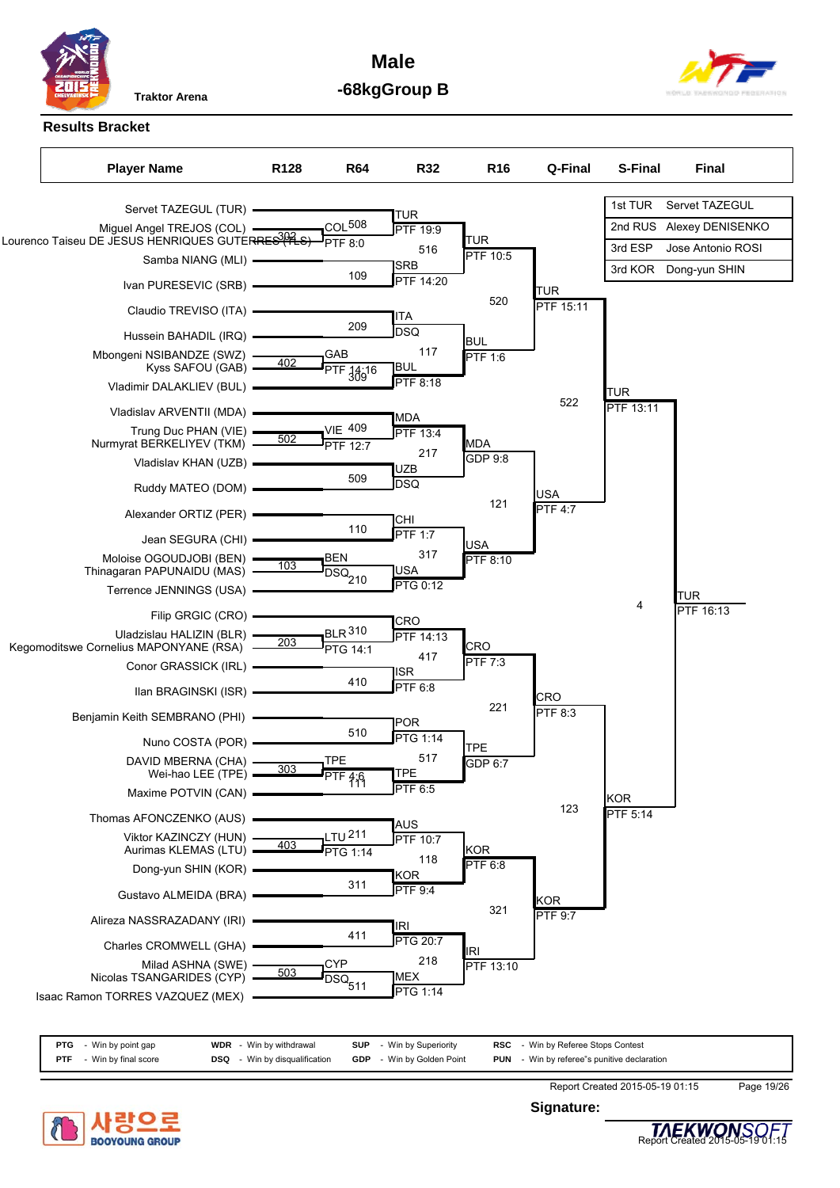# Male -68kg Group B

Traktor Arena

## Results Bracket

| Rank | Country | Name |
|---|---|---|
| 1st | TUR | Servet TAZEGUL |
| 2nd | RUS | Alexey DENISENKO |
| 3rd | ESP | Jose Antonio ROSI |
| 3rd | KOR | Dong-yun SHIN |

### Player Names

- Servet TAZEGUL (TUR)
- Miguel Angel TREJOS (COL)
- Lourenco Taiseu DE JESUS HENRIQUES GUTERRES (TLS)
- Samba NIANG (MLI)
- Ivan PURESEVIC (SRB)
- Claudio TREVISO (ITA)
- Hussein BAHADIL (IRQ)
- Mbongeni NSIBANDZE (SWZ)
- Kyss SAFOU (GAB)
- Vladimir DALAKLIEV (BUL)
- Vladislav ARVENTII (MDA)
- Trung Duc PHAN (VIE)
- Nurmyrat BERKELIYEV (TKM)
- Vladislav KHAN (UZB)
- Ruddy MATEO (DOM)
- Alexander ORTIZ (PER)
- Jean SEGURA (CHI)
- Moloise OGOUDJOBI (BEN)
- Thinagaran PAPUNAIDU (MAS)
- Terrence JENNINGS (USA)
- Filip GRGIC (CRO)
- Uladzislau HALIZIN (BLR)
- Kegomoditswe Cornelius MAPONYANE (RSA)
- Conor GRASSICK (IRL)
- Ilan BRAGINSKI (ISR)
- Benjamin Keith SEMBRANO (PHI)
- Nuno COSTA (POR)
- DAVID MBERNA (CHA)
- Wei-hao LEE (TPE)
- Maxime POTVIN (CAN)
- Thomas AFONCZENKO (AUS)
- Viktor KAZINCZY (HUN)
- Aurimas KLEMAS (LTU)
- Dong-yun SHIN (KOR)
- Gustavo ALMEIDA (BRA)
- Alireza NASSRAZADANY (IRI)
- Charles CROMWELL (GHA)
- Milad ASHNA (SWE)
- Nicolas TSANGARIDES (CYP)
- Isaac Ramon TORRES VAZQUEZ (MEX)

### R128

| Match | Contest |
|---|---|
| 302 | TREJOS (COL) vs DE JESUS HENRIQUES GUTERRES (TLS) |
| 402 | NSIBANDZE (SWZ) vs SAFOU (GAB) |
| 502 | PHAN (VIE) vs BERKELIYEV (TKM) |
| 103 | OGOUDJOBI (BEN) vs PAPUNAIDU (MAS) |
| 203 | HALIZIN (BLR) vs MAPONYANE (RSA) |
| 303 | MBERNA (CHA) vs LEE (TPE) |
| 403 | KAZINCZY (HUN) vs KLEMAS (LTU) |
| 503 | ASHNA (SWE) vs TSANGARIDES (CYP) |

### R64

| Match | Winner | Result |
|---|---|---|
| 508 | COL | PTF 8:0 |
| 109 | | |
| 209 | | |
| 402 | GAB | PTF 14:16 |
| 309 | | |
| 409 | VIE | PTF 12:7 |
| 509 | | |
| 110 | | |
| 103 | BEN | DSQ |
| 210 | | |
| 310 | BLR | PTG 14:1 |
| 410 | | |
| 510 | | |
| 303 | TPE | PTF 4:6 |
| 111 | | |
| 211 | LTU | PTG 1:14 |
| 311 | | |
| 411 | | |
| 503 | CYP | DSQ |
| 511 | | |

### R32

| Match | Winner | Result |
|---|---|---|
| 516 | TUR | PTF 19:9 |
| | SRB | PTF 14:20 |
| 117 | ITA | DSQ |
| | BUL | PTF 8:18 |
| 217 | MDA | PTF 13:4 |
| | UZB | DSQ |
| 317 | CHI | PTF 1:7 |
| | USA | PTG 0:12 |
| 417 | CRO | PTF 14:13 |
| | ISR | PTF 6:8 |
| 517 | POR | PTG 1:14 |
| | TPE | PTF 6:5 |
| 118 | AUS | PTF 10:7 |
| | KOR | PTF 9:4 |
| 218 | IRI | PTG 20:7 |
| | MEX | PTG 1:14 |

### R16

| Match | Winner | Result |
|---|---|---|
| 520 | TUR | PTF 10:5 |
| | BUL | PTF 1:6 |
| 121 | MDA | GDP 9:8 |
| | USA | PTF 8:10 |
| 221 | CRO | PTF 7:3 |
| | TPE | GDP 6:7 |
| 321 | KOR | PTF 6:8 |
| | IRI | PTF 13:10 |

### Q-Final

| Match | Winner | Result |
|---|---|---|
| 522 | TUR | PTF 15:11 |
| | USA | PTF 4:7 |
| 123 | CRO | PTF 8:3 |
| | KOR | PTF 9:7 |

### S-Final

| Match | Winner | Result |
|---|---|---|
| 4 | TUR | PTF 13:11 |
| | KOR | PTF 5:14 |

### Final

| Winner | Result |
|---|---|
| TUR | PTF 16:13 |

| Code | Meaning | Code | Meaning | Code | Meaning | Code | Meaning |
|---|---|---|---|---|---|---|---|
| PTG | Win by point gap | WDR | Win by withdrawal | SUP | Win by Superiority | RSC | Win by Referee Stops Contest |
| PTF | Win by final score | DSQ | Win by disqualification | GDP | Win by Golden Point | PUN | Win by referee"s punitive declaration |

Report Created 2015-05-19 01:15

Signature: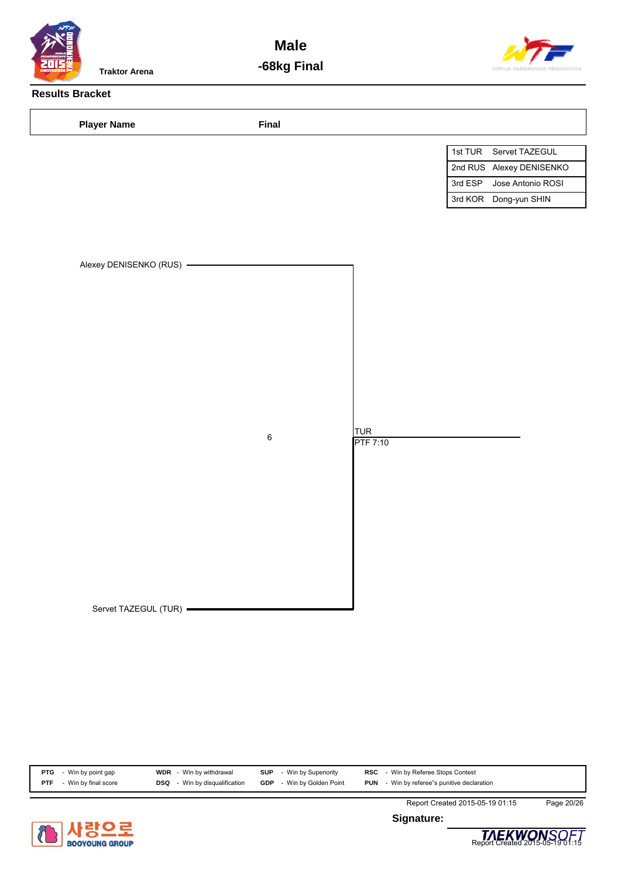Traktor Arena

# Male
## -68kg Final

### Results Bracket

| Player Name | Final |
|---|---|

| | |
|---|---|
| 1st TUR | Servet TAZEGUL |
| 2nd RUS | Alexey DENISENKO |
| 3rd ESP | Jose Antonio ROSI |
| 3rd KOR | Dong-yun SHIN |

Alexey DENISENKO (RUS)

6

TUR
PTF 7:10

Servet TAZEGUL (TUR)

| | | | | | | | |
|---|---|---|---|---|---|---|---|
| **PTG** | - Win by point gap | **WDR** | - Win by withdrawal | **SUP** | - Win by Superiority | **RSC** | - Win by Referee Stops Contest |
| **PTF** | - Win by final score | **DSQ** | - Win by disqualification | **GDP** | - Win by Golden Point | **PUN** | - Win by referee"s punitive declaration |

Report Created 2015-05-19 01:15

**Signature:**

Report Created 2015-05-19 01:15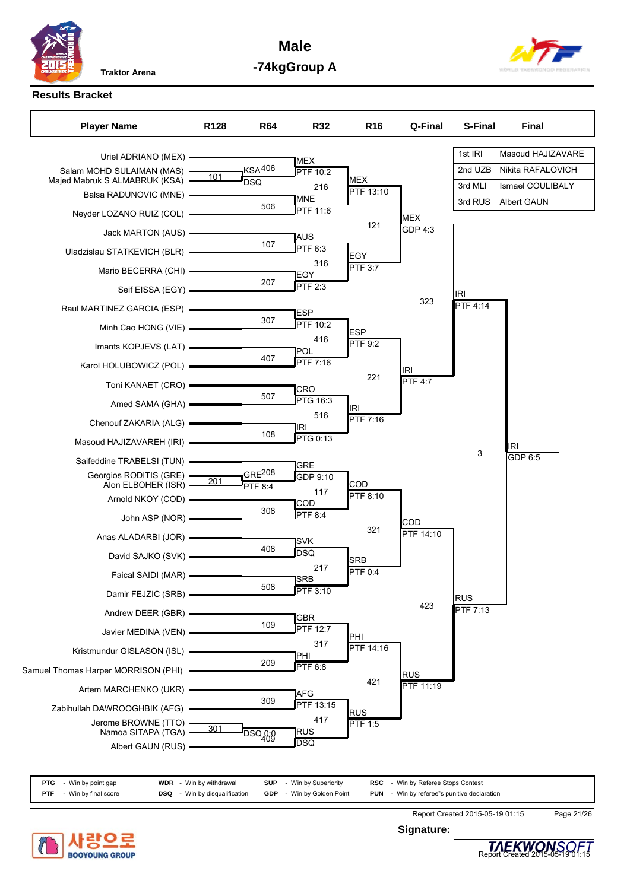Traktor Arena

# Male

## -74kgGroup A

### Results Bracket

| | |
|---|---|
| 1st IRI | Masoud HAJIZAVARE |
| 2nd UZB | Nikita RAFALOVICH |
| 3rd MLI | Ismael COULIBALY |
| 3rd RUS | Albert GAUN |

**Player Name** | **R128** | **R64** | **R32** | **R16** | **Q-Final** | **S-Final** | **Final**

Players (in bracket order):

- Uriel ADRIANO (MEX)
- Salam MOHD SULAIMAN (MAS)
- Majed Mabruk S ALMABRUK (KSA)
- Balsa RADUNOVIC (MNE)
- Neyder LOZANO RUIZ (COL)
- Jack MARTON (AUS)
- Uladzislau STATKEVICH (BLR)
- Mario BECERRA (CHI)
- Seif EISSA (EGY)
- Raul MARTINEZ GARCIA (ESP)
- Minh Cao HONG (VIE)
- Imants KOPJEVS (LAT)
- Karol HOLUBOWICZ (POL)
- Toni KANAET (CRO)
- Amed SAMA (GHA)
- Chenouf ZAKARIA (ALG)
- Masoud HAJIZAVAREH (IRI)
- Saifeddine TRABELSI (TUN)
- Georgios RODITIS (GRE)
- Alon ELBOHER (ISR)
- Arnold NKOY (COD)
- John ASP (NOR)
- Anas ALADARBI (JOR)
- David SAJKO (SVK)
- Faical SAIDI (MAR)
- Damir FEJZIC (SRB)
- Andrew DEER (GBR)
- Javier MEDINA (VEN)
- Kristmundur GISLASON (ISL)
- Samuel Thomas Harper MORRISON (PHI)
- Artem MARCHENKO (UKR)
- Zabihullah DAWROOGHBIK (AFG)
- Jerome BROWNE (TTO)
- Namoa SITAPA (TGA)
- Albert GAUN (RUS)

Results:

| Match | Round | Result |
|---|---|---|
| 101 | R128 | KSA DSQ |
| 406 | R64 | MEX PTF 10:2 |
| 506 | R64 | MNE PTF 11:6 |
| 216 | R32 | MEX PTF 13:10 |
| 107 | R64 | AUS PTF 6:3 |
| 207 | R64 | EGY PTF 2:3 |
| 316 | R32 | EGY PTF 3:7 |
| 121 | R16 | MEX GDP 4:3 |
| 307 | R64 | ESP PTF 10:2 |
| 407 | R64 | POL PTF 7:16 |
| 416 | R32 | ESP PTF 9:2 |
| 507 | R64 | CRO PTG 16:3 |
| 108 | R64 | IRI PTG 0:13 |
| 516 | R32 | IRI PTF 7:16 |
| 221 | R16 | IRI PTF 4:7 |
| 323 | Q-Final | IRI PTF 4:14 |
| 201 | R128 | GRE PTF 8:4 |
| 208 | R64 | GRE GDP 9:10 |
| 308 | R64 | COD PTF 8:4 |
| 117 | R32 | COD PTF 8:10 |
| 408 | R64 | SVK DSQ |
| 508 | R64 | SRB PTF 3:10 |
| 217 | R32 | SRB PTF 0:4 |
| 321 | R16 | COD PTF 14:10 |
| 109 | R64 | GBR PTF 12:7 |
| 209 | R64 | PHI PTF 6:8 |
| 317 | R32 | PHI PTF 14:16 |
| 301 | R128 | DSQ 0:0 |
| 309 | R64 | AFG PTF 13:15 |
| 409 | R64 | RUS DSQ |
| 417 | R32 | RUS PTF 1:5 |
| 421 | R16 | RUS PTF 11:19 |
| 423 | Q-Final | RUS PTF 7:13 |
| 3 | S-Final | IRI GDP 6:5 |

| | | | | | | | |
|---|---|---|---|---|---|---|---|
| **PTG** | - Win by point gap | **WDR** | - Win by withdrawal | **SUP** | - Win by Superiority | **RSC** | - Win by Referee Stops Contest |
| **PTF** | - Win by final score | **DSQ** | - Win by disqualification | **GDP** | - Win by Golden Point | **PUN** | - Win by referee"s punitive declaration |

Report Created 2015-05-19 01:15

**Signature:**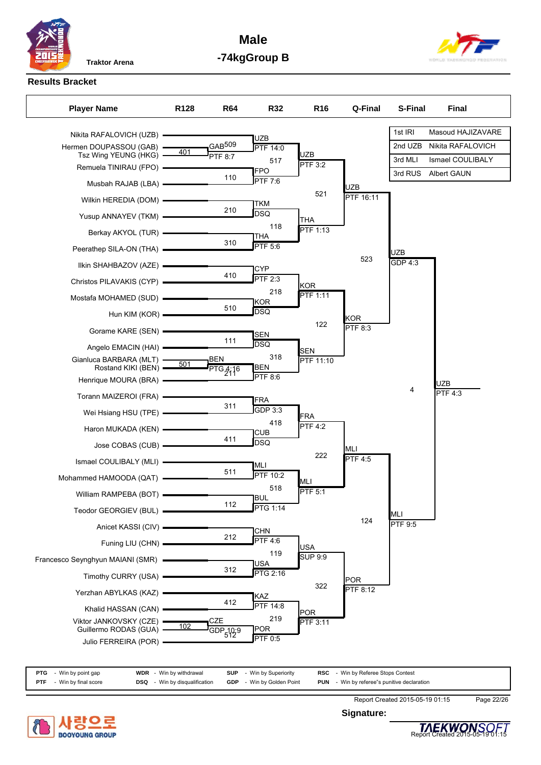# Male

## -74kgGroup B

Traktor Arena

### Results Bracket

| Rank | Player |
|---|---|
| 1st IRI | Masoud HAJIZAVARE |
| 2nd UZB | Nikita RAFALOVICH |
| 3rd MLI | Ismael COULIBALY |
| 3rd RUS | Albert GAUN |

**Player Name:**

- Nikita RAFALOVICH (UZB)
- Hermen DOUPASSOU (GAB)
- Tsz Wing YEUNG (HKG)
- Remuela TINIRAU (FPO)
- Musbah RAJAB (LBA)
- Wilkin HEREDIA (DOM)
- Yusup ANNAYEV (TKM)
- Berkay AKYOL (TUR)
- Peerathep SILA-ON (THA)
- Ilkin SHAHBAZOV (AZE)
- Christos PILAVAKIS (CYP)
- Mostafa MOHAMED (SUD)
- Hun KIM (KOR)
- Gorame KARE (SEN)
- Angelo EMACIN (HAI)
- Gianluca BARBARA (MLT)
- Rostand KIKI (BEN)
- Henrique MOURA (BRA)
- Torann MAIZEROI (FRA)
- Wei Hsiang HSU (TPE)
- Haron MUKADA (KEN)
- Jose COBAS (CUB)
- Ismael COULIBALY (MLI)
- Mohammed HAMOODA (QAT)
- William RAMPEBA (BOT)
- Teodor GEORGIEV (BUL)
- Anicet KASSI (CIV)
- Funing LIU (CHN)
- Francesco Seynghyun MAIANI (SMR)
- Timothy CURRY (USA)
- Yerzhan ABYLKAS (KAZ)
- Khalid HASSAN (CAN)
- Viktor JANKOVSKY (CZE)
- Guillermo RODAS (GUA)
- Julio FERREIRA (POR)

**R128:**

- 401: GAB PTF 8:7
- 501: BEN PTG 4:16
- 102: CZE GDP 10:9

**R64:**

- 509: UZB PTF 14:0
- 110: FPO PTF 7:6
- 210: TKM DSQ
- 310: THA PTF 5:6
- 410: CYP PTF 2:3
- 510: KOR DSQ
- 111: SEN DSQ
- 211: BEN PTF 8:6
- 311: FRA GDP 3:3
- 411: CUB DSQ
- 511: MLI PTF 10:2
- 112: BUL PTG 1:14
- 212: CHN PTF 4:6
- 312: USA PTG 2:16
- 412: KAZ PTF 14:8
- 512: POR PTF 0:5

**R32:**

- 517: UZB PTF 3:2
- 118: THA PTF 1:13
- 218: KOR PTF 1:11
- 318: SEN PTF 11:10
- 418: FRA PTF 4:2
- 518: MLI PTF 5:1
- 119: USA SUP 9:9
- 219: POR PTF 3:11

**R16:**

- 521: UZB PTF 16:11
- 122: KOR PTF 8:3
- 222: MLI PTF 4:5
- 322: POR PTF 8:12

**Q-Final:**

- 523: UZB GDP 4:3
- 124: MLI PTF 9:5

**S-Final:**

- 4: UZB PTF 4:3

| Code | Meaning | Code | Meaning | Code | Meaning | Code | Meaning |
|---|---|---|---|---|---|---|---|
| PTG | Win by point gap | WDR | Win by withdrawal | SUP | Win by Superiority | RSC | Win by Referee Stops Contest |
| PTF | Win by final score | DSQ | Win by disqualification | GDP | Win by Golden Point | PUN | Win by referee"s punitive declaration |

Report Created 2015-05-19 01:15

Signature: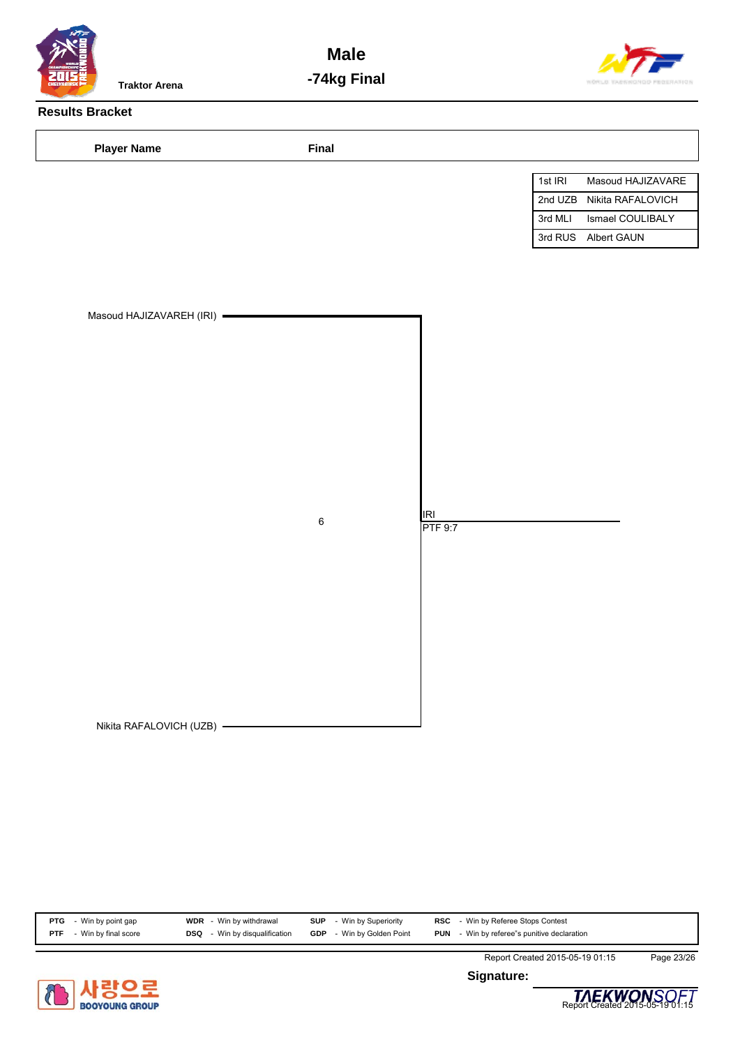Traktor Arena

# Male

## -74kg Final

### Results Bracket

| Player Name | Final |
|---|---|

| | |
|---|---|
| 1st IRI | Masoud HAJIZAVARE |
| 2nd UZB | Nikita RAFALOVICH |
| 3rd MLI | Ismael COULIBALY |
| 3rd RUS | Albert GAUN |

Masoud HAJIZAVAREH (IRI)

6

IRI
PTF 9:7

Nikita RAFALOVICH (UZB)

| | | | | | | | |
|---|---|---|---|---|---|---|---|
| PTG | - Win by point gap | WDR | - Win by withdrawal | SUP | - Win by Superiority | RSC | - Win by Referee Stops Contest |
| PTF | - Win by final score | DSQ | - Win by disqualification | GDP | - Win by Golden Point | PUN | - Win by referee"s punitive declaration |

Report Created 2015-05-19 01:15

Signature: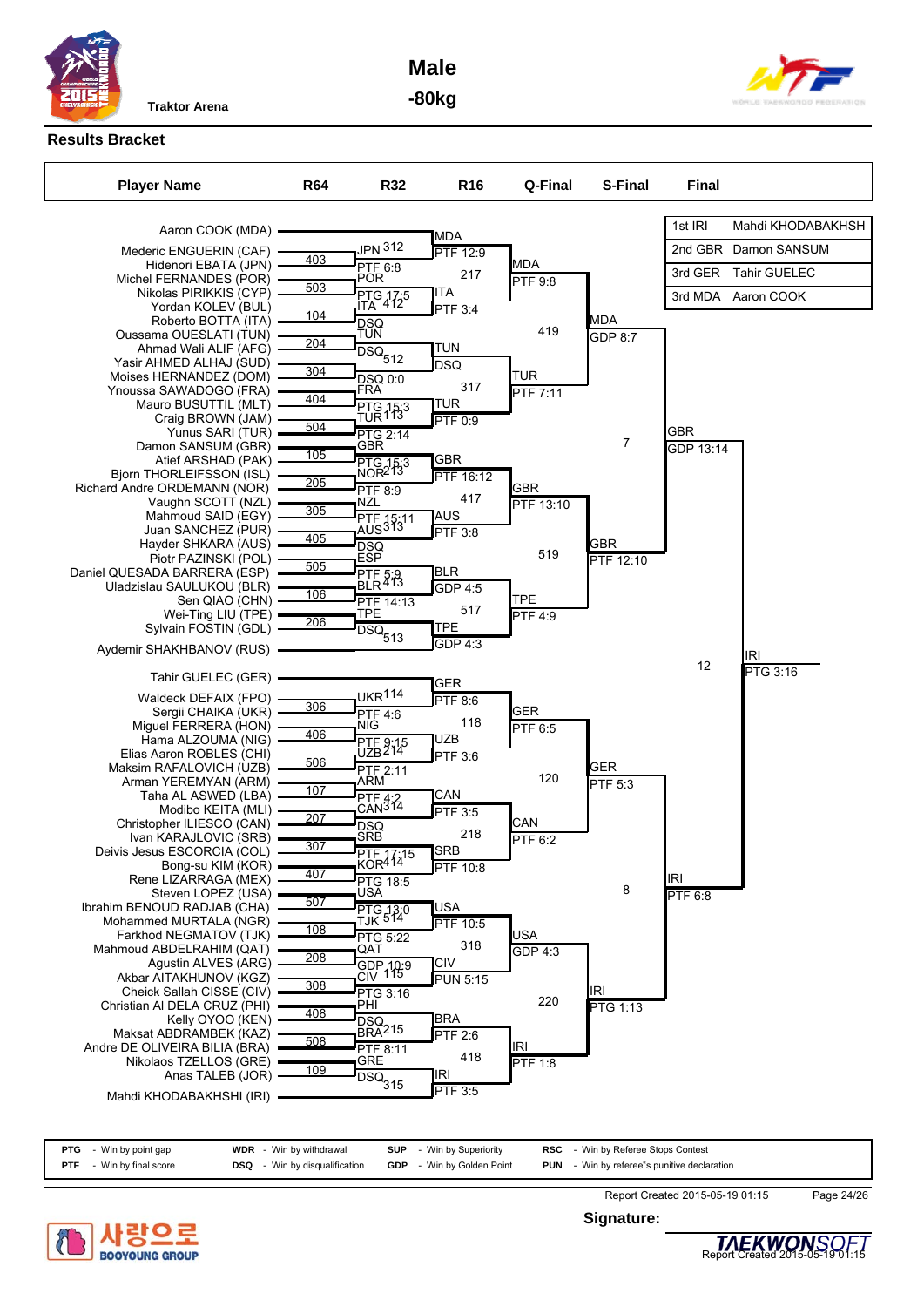# Male -80kg

Traktor Arena

## Results Bracket

| Place | Country | Name |
|---|---|---|
| 1st | IRI | Mahdi KHODABAKHSH |
| 2nd | GBR | Damon SANSUM |
| 3rd | GER | Tahir GUELEC |
| 3rd | MDA | Aaron COOK |

### Player Name (bracket order)

Aaron COOK (MDA)
Mederic ENGUERIN (CAF)
Hidenori EBATA (JPN)
Michel FERNANDES (POR)
Nikolas PIRIKKIS (CYP)
Yordan KOLEV (BUL)
Roberto BOTTA (ITA)
Oussama OUESLATI (TUN)
Ahmad Wali ALIF (AFG)
Yasir AHMED ALHAJ (SUD)
Moises HERNANDEZ (DOM)
Ynoussa SAWADOGO (FRA)
Mauro BUSUTTIL (MLT)
Craig BROWN (JAM)
Yunus SARI (TUR)
Damon SANSUM (GBR)
Atief ARSHAD (PAK)
Bjorn THORLEIFSSON (ISL)
Richard Andre ORDEMANN (NOR)
Vaughn SCOTT (NZL)
Mahmoud SAID (EGY)
Juan SANCHEZ (PUR)
Hayder SHKARA (AUS)
Piotr PAZINSKI (POL)
Daniel QUESADA BARRERA (ESP)
Uladzislau SAULUKOU (BLR)
Sen QIAO (CHN)
Wei-Ting LIU (TPE)
Sylvain FOSTIN (GDL)
Aydemir SHAKHBANOV (RUS)
Tahir GUELEC (GER)
Waldeck DEFAIX (FPO)
Sergii CHAIKA (UKR)
Miguel FERRERA (HON)
Hama ALZOUMA (NIG)
Elias Aaron ROBLES (CHI)
Maksim RAFALOVICH (UZB)
Arman YEREMYAN (ARM)
Taha AL ASWED (LBA)
Modibo KEITA (MLI)
Christopher ILIESCO (CAN)
Ivan KARAJLOVIC (SRB)
Deivis Jesus ESCORCIA (COL)
Bong-su KIM (KOR)
Rene LIZARRAGA (MEX)
Steven LOPEZ (USA)
Ibrahim BENOUD RADJAB (CHA)
Mohammed MURTALA (NGR)
Farkhod NEGMATOV (TJK)
Mahmoud ABDELRAHIM (QAT)
Agustin ALVES (ARG)
Akbar AITAKHUNOV (KGZ)
Cheick Sallah CISSE (CIV)
Christian Al DELA CRUZ (PHI)
Kelly OYOO (KEN)
Maksat ABDRAMBEK (KAZ)
Andre DE OLIVEIRA BILIA (BRA)
Nikolaos TZELLOS (GRE)
Anas TALEB (JOR)
Mahdi KHODABAKHSHI (IRI)

### R64

| Match | Winner | Result |
|---|---|---|
| 403 | JPN | PTF 6:8 |
| 503 | POR | PTG 17:5 |
| 104 | ITA | DSQ |
| 204 | TUN | DSQ |
| 304 | FRA | DSQ 0:0 |
| 404 | TUR | PTG 15:3 |
| 504 | GBR | PTG 2:14 |
| 105 | NOR | PTG 15:3 |
| 205 | NZL | PTF 8:9 |
| 305 | AUS | PTF 15:11 |
| 405 | ESP | DSQ |
| 505 | BLR | PTF 5:9 |
| 106 | TPE | PTF 14:13 |
| 206 | – | DSQ |
| 306 | UKR | PTF 4:6 |
| 406 | NIG | PTF 9:15 |
| 506 | UZB | PTF 2:11 |
| 107 | ARM | PTF 4:2 |
| 207 | CAN | DSQ |
| 307 | SRB | PTF 17:15 |
| 407 | KOR | PTG 18:5 |
| 507 | USA | PTG 13:0 |
| 108 | TJK | PTG 5:22 |
| 208 | QAT | GDP 10:9 |
| 308 | CIV | PTG 3:16 |
| 408 | PHI | DSQ |
| 508 | BRA | PTF 8:11 |
| 109 | GRE | DSQ |

### R32

| Match | Winner | Result |
|---|---|---|
| 312 | MDA | PTF 12:9 |
| 412 | ITA | PTF 3:4 |
| 512 | TUN | DSQ |
| 113 | TUR | PTF 0:9 |
| 213 | GBR | PTF 16:12 |
| 313 | AUS | PTF 3:8 |
| 413 | BLR | GDP 4:5 |
| 513 | TPE | GDP 4:3 |
| 114 | GER | PTF 8:6 |
| 214 | UZB | PTF 3:6 |
| 314 | CAN | PTF 3:5 |
| 414 | SRB | PTF 10:8 |
| 514 | USA | PTF 10:5 |
| 115 | CIV | PUN 5:15 |
| 215 | BRA | PTF 2:6 |
| 315 | IRI | PTF 3:5 |

### R16

| Match | Winner | Result |
|---|---|---|
| 217 | MDA | PTF 9:8 |
| 317 | TUR | PTF 7:11 |
| 417 | GBR | PTF 13:10 |
| 517 | TPE | PTF 4:9 |
| 118 | GER | PTF 6:5 |
| 218 | CAN | PTF 6:2 |
| 318 | USA | GDP 4:3 |
| 418 | IRI | PTF 1:8 |

### Q-Final

| Match | Winner | Result |
|---|---|---|
| 419 | MDA | GDP 8:7 |
| 519 | GBR | PTF 12:10 |
| 120 | GER | PTF 5:3 |
| 220 | IRI | PTG 1:13 |

### S-Final

| Match | Winner | Result |
|---|---|---|
| 7 | GBR | GDP 13:14 |
| 8 | IRI | PTF 6:8 |

### Final

| Match | Winner | Result |
|---|---|---|
| 12 | IRI | PTG 3:16 |

| Code | Meaning | Code | Meaning | Code | Meaning | Code | Meaning |
|---|---|---|---|---|---|---|---|
| PTG | Win by point gap | WDR | Win by withdrawal | SUP | Win by Superiority | RSC | Win by Referee Stops Contest |
| PTF | Win by final score | DSQ | Win by disqualification | GDP | Win by Golden Point | PUN | Win by referee"s punitive declaration |

Report Created 2015-05-19 01:15

Signature: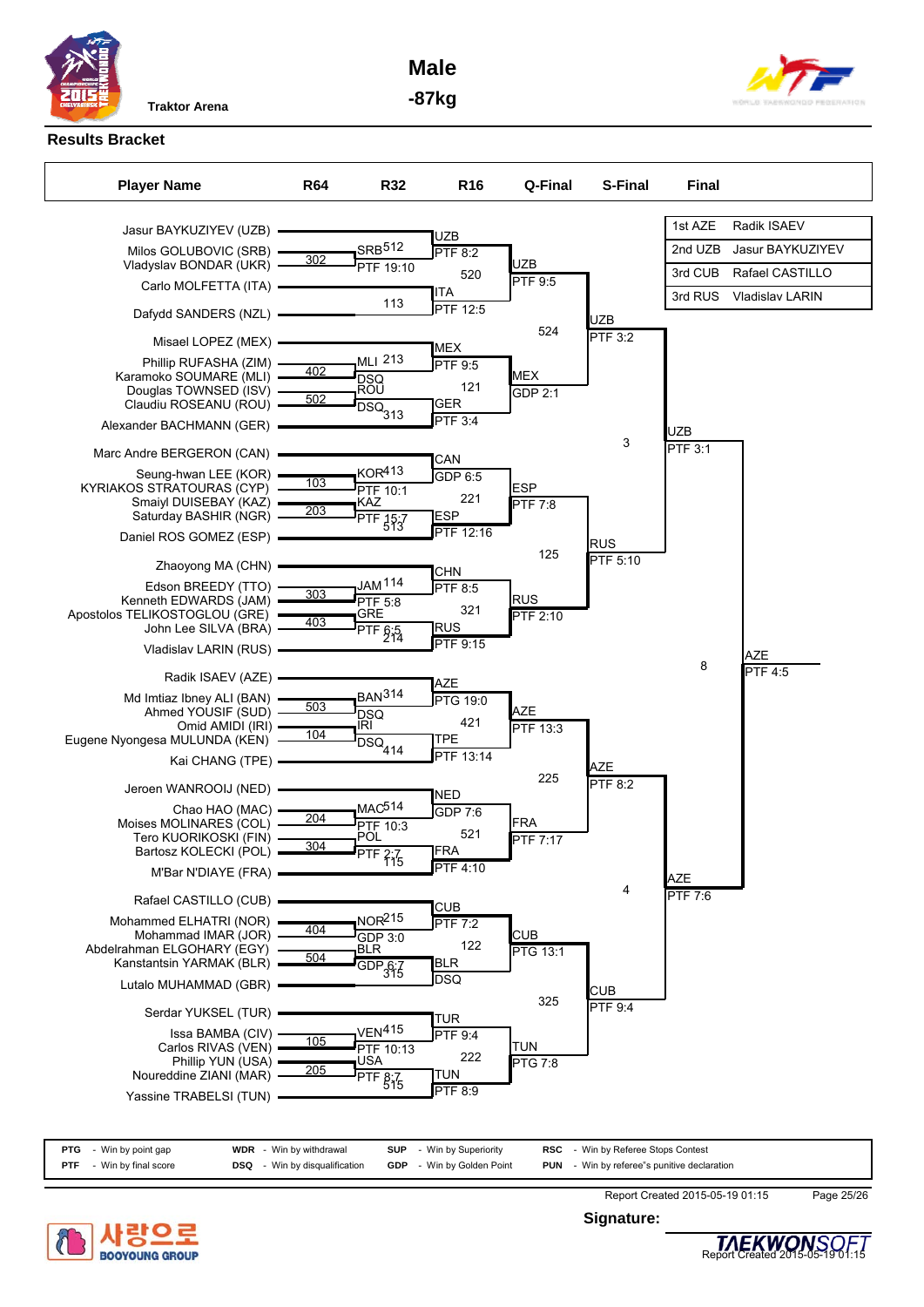**Traktor Arena**

# Male

## -87kg

### Results Bracket

| Place | Player |
|---|---|
| 1st AZE | Radik ISAVEV |
| 2nd UZB | Jasur BAYKUZIYEV |
| 3rd CUB | Rafael CASTILLO |
| 3rd RUS | Vladislav LARIN |

**Player Name**

- Jasur BAYKUZIYEV (UZB)
- Milos GOLUBOVIC (SRB)
- Vladyslav BONDAR (UKR)
- Carlo MOLFETTA (ITA)
- Dafydd SANDERS (NZL)
- Misael LOPEZ (MEX)
- Phillip RUFASHA (ZIM)
- Karamoko SOUMARE (MLI)
- Douglas TOWNSED (ISV)
- Claudiu ROSEANU (ROU)
- Alexander BACHMANN (GER)
- Marc Andre BERGERON (CAN)
- Seung-hwan LEE (KOR)
- KYRIAKOS STRATOURAS (CYP)
- Smaiyl DUISEBAY (KAZ)
- Saturday BASHIR (NGR)
- Daniel ROS GOMEZ (ESP)
- Zhaoyong MA (CHN)
- Edson BREEDY (TTO)
- Kenneth EDWARDS (JAM)
- Apostolos TELIKOSTOGLOU (GRE)
- John Lee SILVA (BRA)
- Vladislav LARIN (RUS)
- Radik ISAEV (AZE)
- Md Imtiaz Ibney ALI (BAN)
- Ahmed YOUSIF (SUD)
- Omid AMIDI (IRI)
- Eugene Nyongesa MULUNDA (KEN)
- Kai CHANG (TPE)
- Jeroen WANROOIJ (NED)
- Chao HAO (MAC)
- Moises MOLINARES (COL)
- Tero KUORIKOSKI (FIN)
- Bartosz KOLECKI (POL)
- M'Bar N'DIAYE (FRA)
- Rafael CASTILLO (CUB)
- Mohammed ELHATRI (NOR)
- Mohammad IMAR (JOR)
- Abdelrahman ELGOHARY (EGY)
- Kanstantsin YARMAK (BLR)
- Lutalo MUHAMMAD (GBR)
- Serdar YUKSEL (TUR)
- Issa BAMBA (CIV)
- Carlos RIVAS (VEN)
- Phillip YUN (USA)
- Noureddine ZIANI (MAR)
- Yassine TRABELSI (TUN)

**R64**

| Match | Winner | Result |
|---|---|---|
| 302 | SRB | PTF 19:10 |
| 402 | MLI | DSQ |
| 502 | ROU | DSQ |
| 103 | KOR | PTF 10:1 |
| 203 | KAZ | PTF 15:7 |
| 303 | JAM | PTF 5:8 |
| 403 | GRE | PTF 6:5 |
| 503 | BAN | DSQ |
| 104 | IRI | DSQ |
| 204 | MAC | PTF 10:3 |
| 304 | POL | PTF 2:7 |
| 404 | NOR | GDP 3:0 |
| 504 | BLR | GDP 6:7 |
| 105 | VEN | PTF 10:13 |
| 205 | USA | PTF 8:7 |

**R32**

| Match | Winner | Result |
|---|---|---|
| 512 | UZB | PTF 8:2 |
| 113 | ITA | PTF 12:5 |
| 213 | MEX | PTF 9:5 |
| 313 | GER | PTF 3:4 |
| 413 | CAN | GDP 6:5 |
| 513 | ESP | PTF 12:16 |
| 114 | CHN | PTF 8:5 |
| 214 | RUS | PTF 9:15 |
| 314 | AZE | PTG 19:0 |
| 414 | TPE | PTF 13:14 |
| 514 | NED | GDP 7:6 |
| 115 | FRA | PTF 4:10 |
| 215 | CUB | PTF 7:2 |
| 315 | BLR | DSQ |
| 415 | TUR | PTF 9:4 |
| 515 | TUN | PTF 8:9 |

**R16**

| Match | Winner | Result |
|---|---|---|
| 520 | UZB | PTF 9:5 |
| 121 | MEX | GDP 2:1 |
| 221 | ESP | PTF 7:8 |
| 321 | RUS | PTF 2:10 |
| 421 | AZE | PTF 13:3 |
| 521 | FRA | PTF 7:17 |
| 122 | CUB | PTG 13:1 |
| 222 | TUN | PTG 7:8 |

**Q-Final**

| Match | Winner | Result |
|---|---|---|
| 524 | UZB | PTF 3:2 |
| 125 | RUS | PTF 5:10 |
| 225 | AZE | PTF 8:2 |
| 325 | CUB | PTF 9:4 |

**S-Final**

| Match | Winner | Result |
|---|---|---|
| 3 | UZB | PTF 3:1 |
| 4 | AZE | PTF 7:6 |

**Final**

| Match | Winner | Result |
|---|---|---|
| 8 | AZE | PTF 4:5 |

| Code | Meaning | Code | Meaning | Code | Meaning | Code | Meaning |
|---|---|---|---|---|---|---|---|
| PTG | Win by point gap | WDR | Win by withdrawal | SUP | Win by Superiority | RSC | Win by Referee Stops Contest |
| PTF | Win by final score | DSQ | Win by disqualification | GDP | Win by Golden Point | PUN | Win by referee"s punitive declaration |

Report Created 2015-05-19 01:15

**Signature:**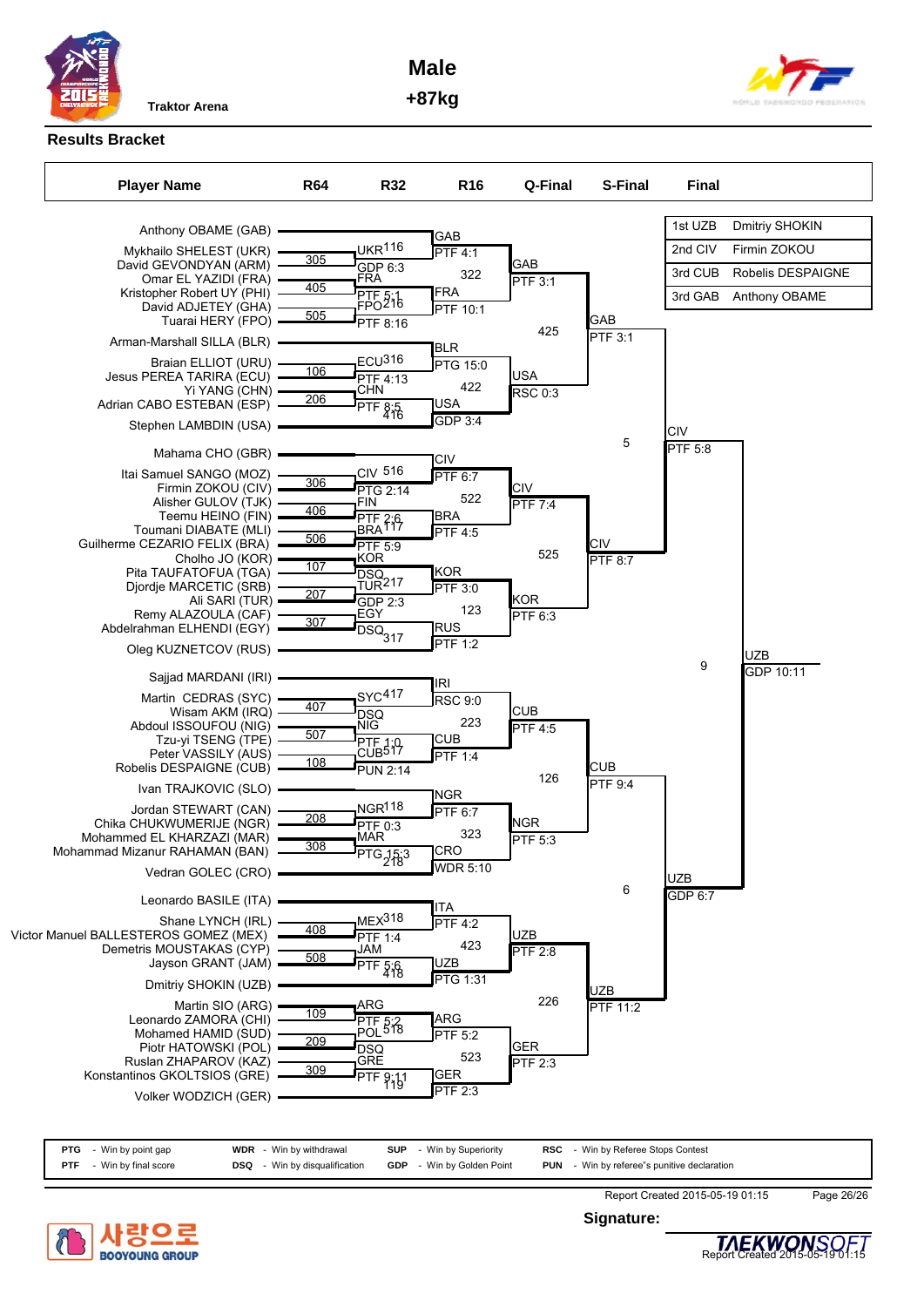Traktor Arena

# Male

## +87kg

### Results Bracket

| Place | Player |
|---|---|
| 1st UZB | Dmitriy SHOKIN |
| 2nd CIV | Firmin ZOKOU |
| 3rd CUB | Robelis DESPAIGNE |
| 3rd GAB | Anthony OBAME |

Player Name
R64
R32
R16
Q-Final
S-Final
Final

Anthony OBAME (GAB)
Mykhailo SHELEST (UKR)
David GEVONDYAN (ARM)
Omar EL YAZIDI (FRA)
Kristopher Robert UY (PHI)
David ADJETEY (GHA)
Tuarai HERY (FPO)
Arman-Marshall SILLA (BLR)
Braian ELLIOT (URU)
Jesus PEREA TARIRA (ECU)
Yi YANG (CHN)
Adrian CABO ESTEBAN (ESP)
Stephen LAMBDIN (USA)
Mahama CHO (GBR)
Itai Samuel SANGO (MOZ)
Firmin ZOKOU (CIV)
Alisher GULOV (TJK)
Teemu HEINO (FIN)
Toumani DIABATE (MLI)
Guilherme CEZARIO FELIX (BRA)
Cholho JO (KOR)
Pita TAUFATOFUA (TGA)
Djordje MARCETIC (SRB)
Ali SARI (TUR)
Remy ALAZOULA (CAF)
Abdelrahman ELHENDI (EGY)
Oleg KUZNETCOV (RUS)
Sajjad MARDANI (IRI)
Martin CEDRAS (SYC)
Wisam AKM (IRQ)
Abdoul ISSOUFOU (NIG)
Tzu-yi TSENG (TPE)
Peter VASSILY (AUS)
Robelis DESPAIGNE (CUB)
Ivan TRAJKOVIC (SLO)
Jordan STEWART (CAN)
Chika CHUKWUMERIJE (NGR)
Mohammed EL KHARZAZI (MAR)
Mohammad Mizanur RAHAMAN (BAN)
Vedran GOLEC (CRO)
Leonardo BASILE (ITA)
Shane LYNCH (IRL)
Victor Manuel BALLESTEROS GOMEZ (MEX)
Demetris MOUSTAKAS (CYP)
Jayson GRANT (JAM)
Dmitriy SHOKIN (UZB)
Martin SIO (ARG)
Leonardo ZAMORA (CHI)
Mohamed HAMID (SUD)
Piotr HAROTOWSKI (POL)
Ruslan ZHAPAROV (KAZ)
Konstantinos GKOLTSIOS (GRE)
Volker WODZICH (GER)

R64:
305
405
505
106
206
306
406
506
107
207
307
407
507
108
208
308
408
508
109
209
309

R32:
UKR 116 GDP 6:3
FRA 216 PTF 5:1
FPO PTF 8:16
ECU 316 PTF 4:13
CHN 416 PTF 8:5
CIV 516 PTG 2:14
FIN 117 PTF 2:6
BRA PTF 5:9
KOR 217 DSQ
TUR GDP 2:3
EGY 317 DSQ
SYC 417 DSQ
NIG 517 PTF 1:0
CUB PUN 2:14
NGR 118 PTF 0:3
MAR 218 PTG 15:3
MEX 318 PTF 1:4
JAM 418 PTF 5:6
ARG 518 PTF 5:2
POL DSQ
GRE 119 PTF 9:11

R16:
GAB PTF 4:1 (322)
FRA PTF 10:1
BLR PTG 15:0 (422)
USA GDP 3:4
CIV PTF 6:7 (522)
BRA PTF 4:5
KOR PTF 3:0 (123)
RUS PTF 1:2
IRI RSC 9:0 (223)
CUB PTF 1:4
NGR PTF 6:7 (323)
CRO WDR 5:10
ITA PTF 4:2 (423)
UZB PTG 1:31
ARG PTF 5:2 (523)
GER PTF 2:3

Q-Final:
GAB PTF 3:1 (425)
USA RSC 0:3
CIV PTF 7:4 (525)
KOR PTF 6:3
CUB PTF 4:5 (126)
NGR PTF 5:3
UZB PTF 2:8 (226)
GER PTF 2:3

S-Final:
GAB PTF 3:1 (5)
CIV PTF 8:7
CUB PTF 9:4 (6)
UZB PTF 11:2

Final:
CIV PTF 5:8 (9)
UZB GDP 6:7

Winner: UZB GDP 10:11

| | | | | | | | |
|---|---|---|---|---|---|---|---|
| PTG | - Win by point gap | WDR | - Win by withdrawal | SUP | - Win by Superiority | RSC | - Win by Referee Stops Contest |
| PTF | - Win by final score | DSQ | - Win by disqualification | GDP | - Win by Golden Point | PUN | - Win by referee"s punitive declaration |

Report Created 2015-05-19 01:15

Signature: